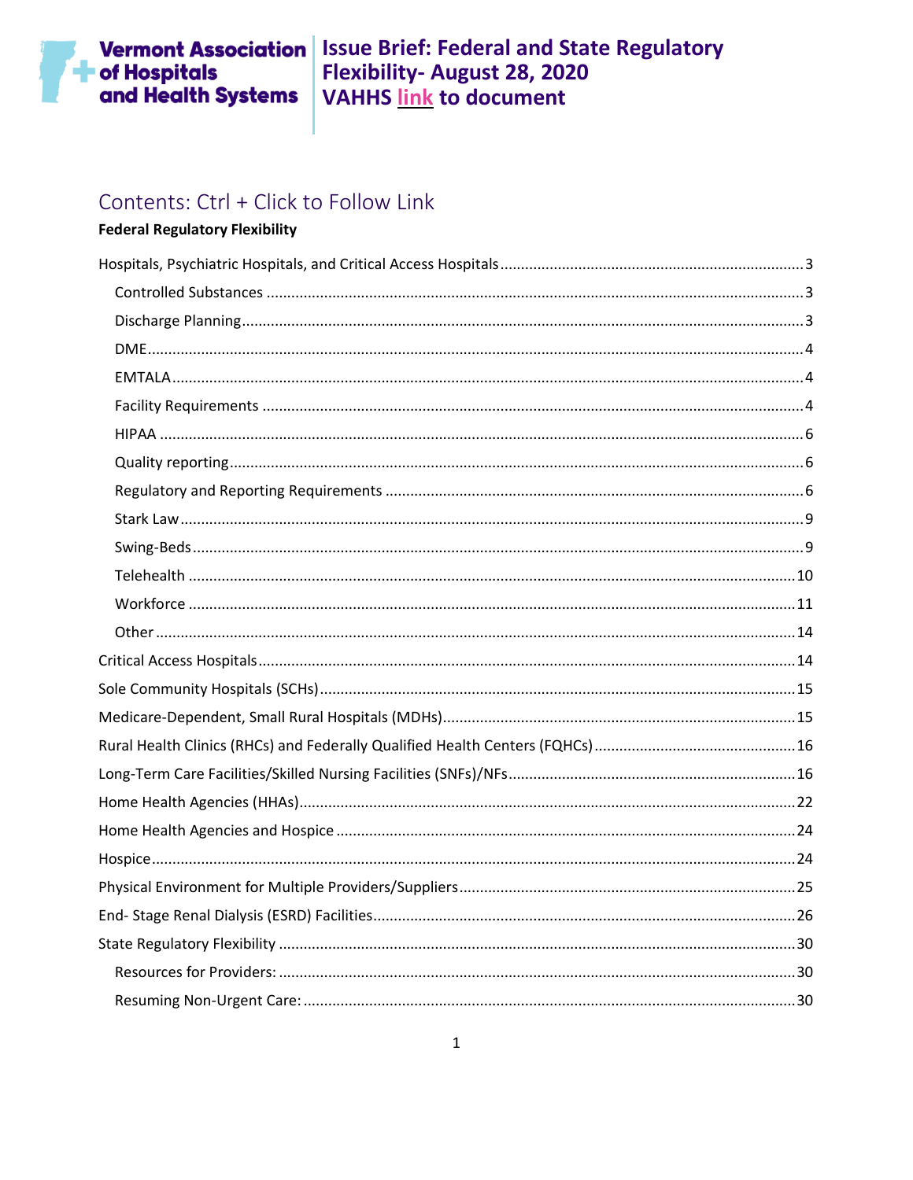**Vermont Association of Hospitals and Health Systems**

# Issue Brief: Federal and State Regulatory Flexibility- August 28, 2020
# VAHHS link to document

## Contents: Ctrl + Click to Follow Link

**Federal Regulatory Flexibility**

- Hospitals, Psychiatric Hospitals, and Critical Access Hospitals ..... 3
  - Controlled Substances ..... 3
  - Discharge Planning ..... 3
  - DME ..... 4
  - EMTALA ..... 4
  - Facility Requirements ..... 4
  - HIPAA ..... 6
  - Quality reporting ..... 6
  - Regulatory and Reporting Requirements ..... 6
  - Stark Law ..... 9
  - Swing-Beds ..... 9
  - Telehealth ..... 10
  - Workforce ..... 11
  - Other ..... 14
- Critical Access Hospitals ..... 14
- Sole Community Hospitals (SCHs) ..... 15
- Medicare-Dependent, Small Rural Hospitals (MDHs) ..... 15
- Rural Health Clinics (RHCs) and Federally Qualified Health Centers (FQHCs) ..... 16
- Long-Term Care Facilities/Skilled Nursing Facilities (SNFs)/NFs ..... 16
- Home Health Agencies (HHAs) ..... 22
- Home Health Agencies and Hospice ..... 24
- Hospice ..... 24
- Physical Environment for Multiple Providers/Suppliers ..... 25
- End- Stage Renal Dialysis (ESRD) Facilities ..... 26
- State Regulatory Flexibility ..... 30
  - Resources for Providers: ..... 30
  - Resuming Non-Urgent Care: ..... 30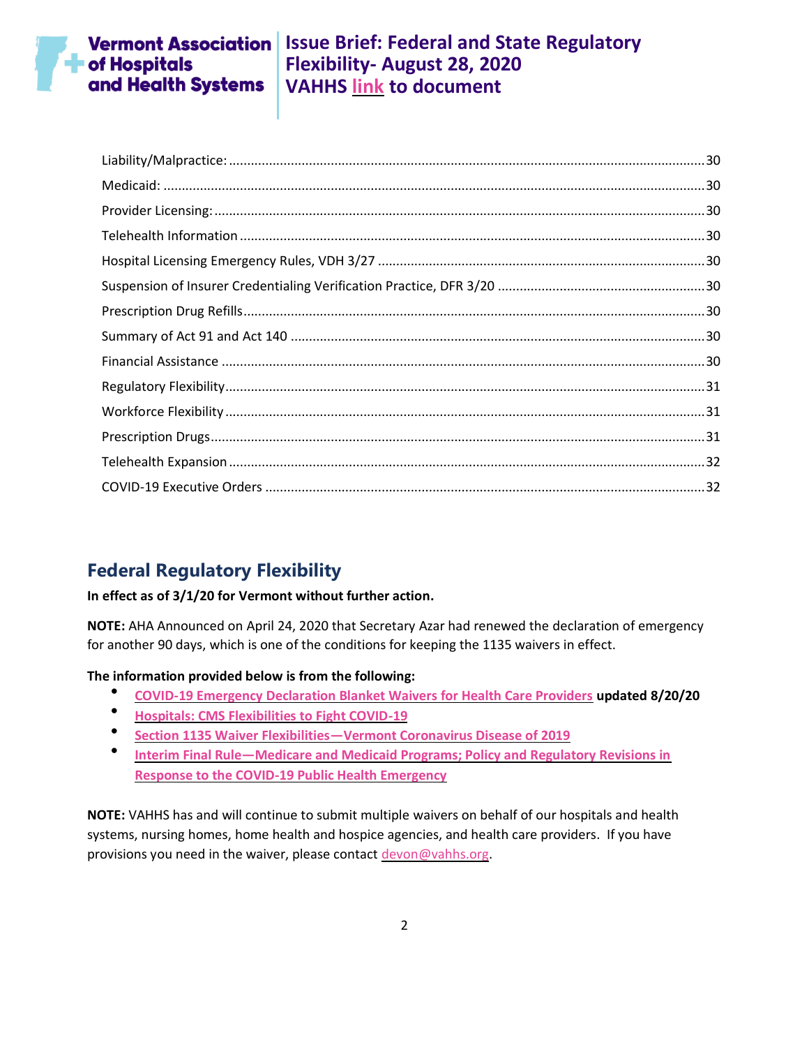Liability/Malpractice: ........ 30
Medicaid: ........ 30
Provider Licensing: ........ 30
Telehealth Information ........ 30
Hospital Licensing Emergency Rules, VDH 3/27 ........ 30
Suspension of Insurer Credentialing Verification Practice, DFR 3/20 ........ 30
Prescription Drug Refills ........ 30
Summary of Act 91 and Act 140 ........ 30
Financial Assistance ........ 30
Regulatory Flexibility ........ 31
Workforce Flexibility ........ 31
Prescription Drugs ........ 31
Telehealth Expansion ........ 32
COVID-19 Executive Orders ........ 32

## Federal Regulatory Flexibility

**In effect as of 3/1/20 for Vermont without further action.**

**NOTE:** AHA Announced on April 24, 2020 that Secretary Azar had renewed the declaration of emergency for another 90 days, which is one of the conditions for keeping the 1135 waivers in effect.

**The information provided below is from the following:**

- **COVID-19 Emergency Declaration Blanket Waivers for Health Care Providers updated 8/20/20**
- **Hospitals: CMS Flexibilities to Fight COVID-19**
- **Section 1135 Waiver Flexibilities—Vermont Coronavirus Disease of 2019**
- **Interim Final Rule—Medicare and Medicaid Programs; Policy and Regulatory Revisions in Response to the COVID-19 Public Health Emergency**

**NOTE:** VAHHS has and will continue to submit multiple waivers on behalf of our hospitals and health systems, nursing homes, home health and hospice agencies, and health care providers. If you have provisions you need in the waiver, please contact devon@vahhs.org.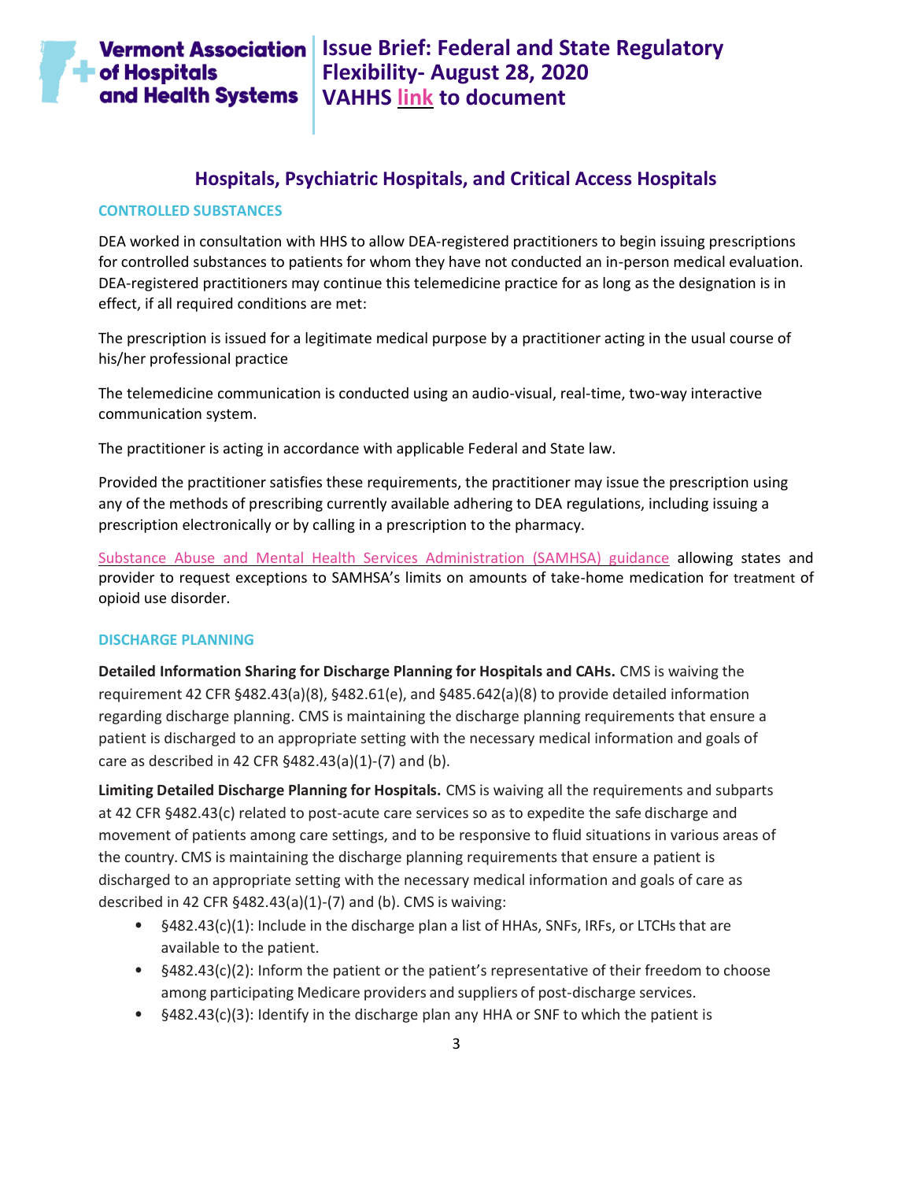## Hospitals, Psychiatric Hospitals, and Critical Access Hospitals

### CONTROLLED SUBSTANCES

DEA worked in consultation with HHS to allow DEA-registered practitioners to begin issuing prescriptions for controlled substances to patients for whom they have not conducted an in-person medical evaluation. DEA-registered practitioners may continue this telemedicine practice for as long as the designation is in effect, if all required conditions are met:

The prescription is issued for a legitimate medical purpose by a practitioner acting in the usual course of his/her professional practice

The telemedicine communication is conducted using an audio-visual, real-time, two-way interactive communication system.

The practitioner is acting in accordance with applicable Federal and State law.

Provided the practitioner satisfies these requirements, the practitioner may issue the prescription using any of the methods of prescribing currently available adhering to DEA regulations, including issuing a prescription electronically or by calling in a prescription to the pharmacy.

Substance Abuse and Mental Health Services Administration (SAMHSA) guidance allowing states and provider to request exceptions to SAMHSA's limits on amounts of take-home medication for treatment of opioid use disorder.

### DISCHARGE PLANNING

**Detailed Information Sharing for Discharge Planning for Hospitals and CAHs.** CMS is waiving the requirement 42 CFR §482.43(a)(8), §482.61(e), and §485.642(a)(8) to provide detailed information regarding discharge planning. CMS is maintaining the discharge planning requirements that ensure a patient is discharged to an appropriate setting with the necessary medical information and goals of care as described in 42 CFR §482.43(a)(1)-(7) and (b).

**Limiting Detailed Discharge Planning for Hospitals.** CMS is waiving all the requirements and subparts at 42 CFR §482.43(c) related to post-acute care services so as to expedite the safe discharge and movement of patients among care settings, and to be responsive to fluid situations in various areas of the country. CMS is maintaining the discharge planning requirements that ensure a patient is discharged to an appropriate setting with the necessary medical information and goals of care as described in 42 CFR §482.43(a)(1)-(7) and (b). CMS is waiving:

- §482.43(c)(1): Include in the discharge plan a list of HHAs, SNFs, IRFs, or LTCHs that are available to the patient.
- §482.43(c)(2): Inform the patient or the patient's representative of their freedom to choose among participating Medicare providers and suppliers of post-discharge services.
- §482.43(c)(3): Identify in the discharge plan any HHA or SNF to which the patient is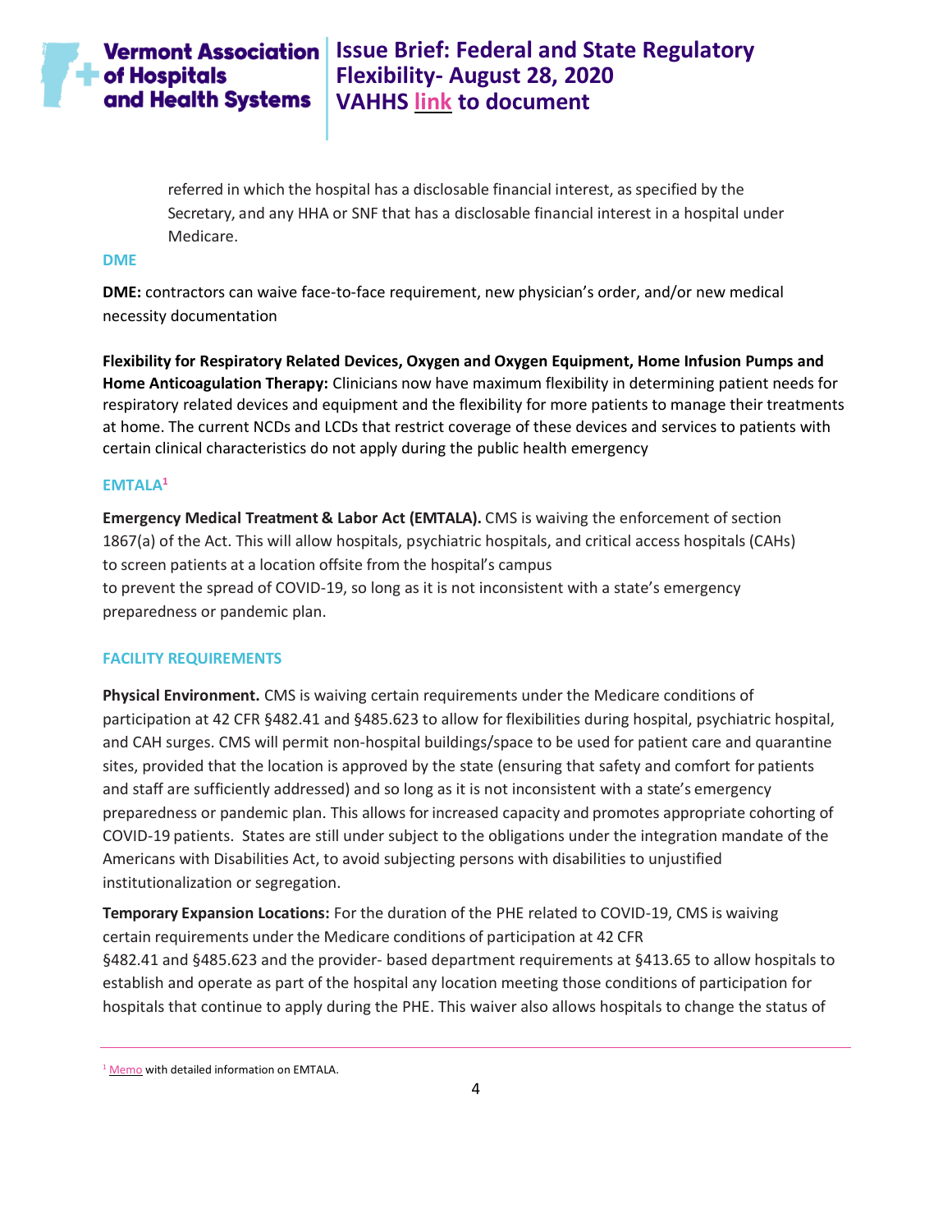referred in which the hospital has a disclosable financial interest, as specified by the Secretary, and any HHA or SNF that has a disclosable financial interest in a hospital under Medicare.

### DME

**DME:** contractors can waive face-to-face requirement, new physician's order, and/or new medical necessity documentation

**Flexibility for Respiratory Related Devices, Oxygen and Oxygen Equipment, Home Infusion Pumps and Home Anticoagulation Therapy:** Clinicians now have maximum flexibility in determining patient needs for respiratory related devices and equipment and the flexibility for more patients to manage their treatments at home. The current NCDs and LCDs that restrict coverage of these devices and services to patients with certain clinical characteristics do not apply during the public health emergency

### EMTALA[1]

**Emergency Medical Treatment & Labor Act (EMTALA).** CMS is waiving the enforcement of section 1867(a) of the Act. This will allow hospitals, psychiatric hospitals, and critical access hospitals (CAHs) to screen patients at a location offsite from the hospital's campus to prevent the spread of COVID-19, so long as it is not inconsistent with a state's emergency preparedness or pandemic plan.

### FACILITY REQUIREMENTS

**Physical Environment.** CMS is waiving certain requirements under the Medicare conditions of participation at 42 CFR §482.41 and §485.623 to allow for flexibilities during hospital, psychiatric hospital, and CAH surges. CMS will permit non-hospital buildings/space to be used for patient care and quarantine sites, provided that the location is approved by the state (ensuring that safety and comfort for patients and staff are sufficiently addressed) and so long as it is not inconsistent with a state's emergency preparedness or pandemic plan. This allows for increased capacity and promotes appropriate cohorting of COVID-19 patients. States are still under subject to the obligations under the integration mandate of the Americans with Disabilities Act, to avoid subjecting persons with disabilities to unjustified institutionalization or segregation.

**Temporary Expansion Locations:** For the duration of the PHE related to COVID-19, CMS is waiving certain requirements under the Medicare conditions of participation at 42 CFR §482.41 and §485.623 and the provider- based department requirements at §413.65 to allow hospitals to establish and operate as part of the hospital any location meeting those conditions of participation for hospitals that continue to apply during the PHE. This waiver also allows hospitals to change the status of

[1] Memo with detailed information on EMTALA.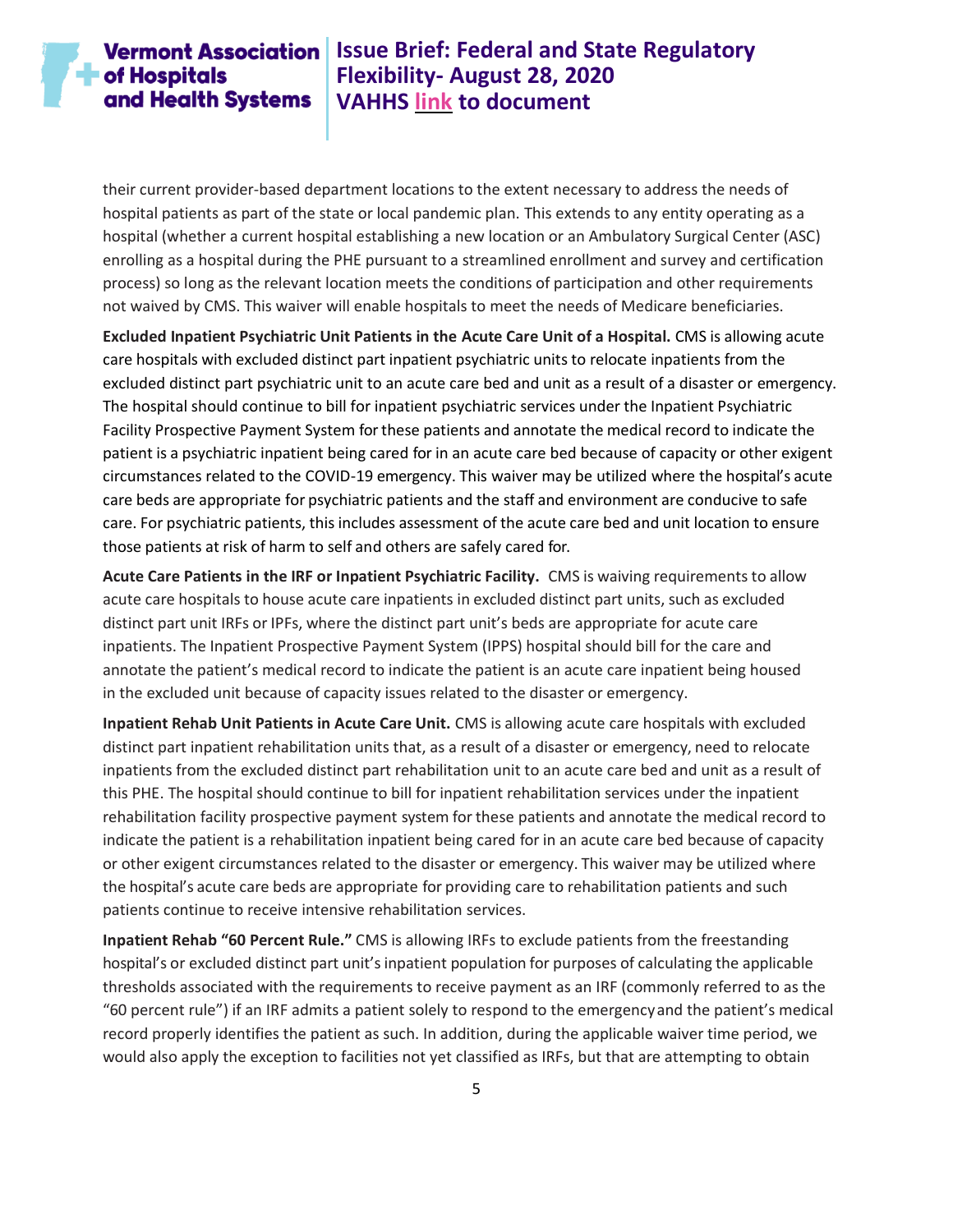their current provider-based department locations to the extent necessary to address the needs of hospital patients as part of the state or local pandemic plan. This extends to any entity operating as a hospital (whether a current hospital establishing a new location or an Ambulatory Surgical Center (ASC) enrolling as a hospital during the PHE pursuant to a streamlined enrollment and survey and certification process) so long as the relevant location meets the conditions of participation and other requirements not waived by CMS. This waiver will enable hospitals to meet the needs of Medicare beneficiaries.

**Excluded Inpatient Psychiatric Unit Patients in the Acute Care Unit of a Hospital.** CMS is allowing acute care hospitals with excluded distinct part inpatient psychiatric units to relocate inpatients from the excluded distinct part psychiatric unit to an acute care bed and unit as a result of a disaster or emergency. The hospital should continue to bill for inpatient psychiatric services under the Inpatient Psychiatric Facility Prospective Payment System for these patients and annotate the medical record to indicate the patient is a psychiatric inpatient being cared for in an acute care bed because of capacity or other exigent circumstances related to the COVID-19 emergency. This waiver may be utilized where the hospital's acute care beds are appropriate for psychiatric patients and the staff and environment are conducive to safe care. For psychiatric patients, this includes assessment of the acute care bed and unit location to ensure those patients at risk of harm to self and others are safely cared for.

**Acute Care Patients in the IRF or Inpatient Psychiatric Facility.** CMS is waiving requirements to allow acute care hospitals to house acute care inpatients in excluded distinct part units, such as excluded distinct part unit IRFs or IPFs, where the distinct part unit's beds are appropriate for acute care inpatients. The Inpatient Prospective Payment System (IPPS) hospital should bill for the care and annotate the patient's medical record to indicate the patient is an acute care inpatient being housed in the excluded unit because of capacity issues related to the disaster or emergency.

**Inpatient Rehab Unit Patients in Acute Care Unit.** CMS is allowing acute care hospitals with excluded distinct part inpatient rehabilitation units that, as a result of a disaster or emergency, need to relocate inpatients from the excluded distinct part rehabilitation unit to an acute care bed and unit as a result of this PHE. The hospital should continue to bill for inpatient rehabilitation services under the inpatient rehabilitation facility prospective payment system for these patients and annotate the medical record to indicate the patient is a rehabilitation inpatient being cared for in an acute care bed because of capacity or other exigent circumstances related to the disaster or emergency. This waiver may be utilized where the hospital's acute care beds are appropriate for providing care to rehabilitation patients and such patients continue to receive intensive rehabilitation services.

**Inpatient Rehab "60 Percent Rule."** CMS is allowing IRFs to exclude patients from the freestanding hospital's or excluded distinct part unit's inpatient population for purposes of calculating the applicable thresholds associated with the requirements to receive payment as an IRF (commonly referred to as the "60 percent rule") if an IRF admits a patient solely to respond to the emergency and the patient's medical record properly identifies the patient as such. In addition, during the applicable waiver time period, we would also apply the exception to facilities not yet classified as IRFs, but that are attempting to obtain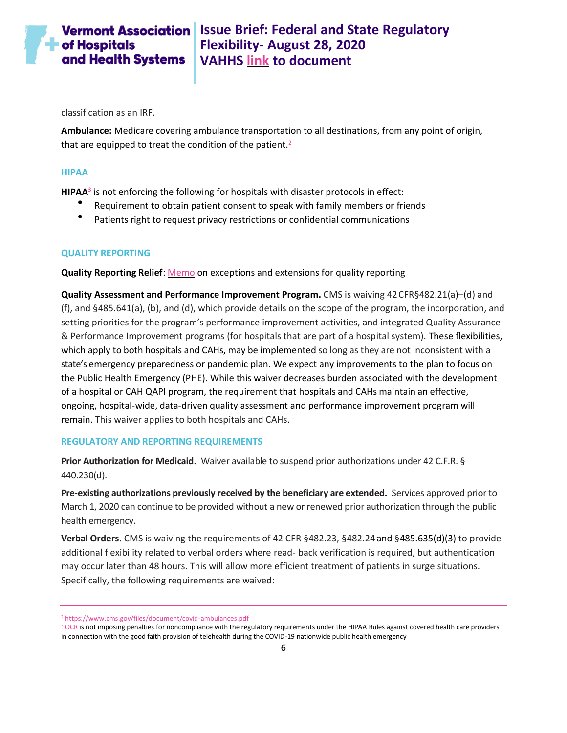classification as an IRF.

**Ambulance:** Medicare covering ambulance transportation to all destinations, from any point of origin, that are equipped to treat the condition of the patient.[2]

### HIPAA

**HIPAA**[3] is not enforcing the following for hospitals with disaster protocols in effect:

- Requirement to obtain patient consent to speak with family members or friends
- Patients right to request privacy restrictions or confidential communications

### QUALITY REPORTING

**Quality Reporting Relief**: Memo on exceptions and extensions for quality reporting

**Quality Assessment and Performance Improvement Program.** CMS is waiving 42 CFR§482.21(a)–(d) and (f), and §485.641(a), (b), and (d), which provide details on the scope of the program, the incorporation, and setting priorities for the program's performance improvement activities, and integrated Quality Assurance & Performance Improvement programs (for hospitals that are part of a hospital system). These flexibilities, which apply to both hospitals and CAHs, may be implemented so long as they are not inconsistent with a state's emergency preparedness or pandemic plan. We expect any improvements to the plan to focus on the Public Health Emergency (PHE). While this waiver decreases burden associated with the development of a hospital or CAH QAPI program, the requirement that hospitals and CAHs maintain an effective, ongoing, hospital-wide, data-driven quality assessment and performance improvement program will remain. This waiver applies to both hospitals and CAHs.

### REGULATORY AND REPORTING REQUIREMENTS

**Prior Authorization for Medicaid.** Waiver available to suspend prior authorizations under 42 C.F.R. § 440.230(d).

**Pre-existing authorizations previously received by the beneficiary are extended.** Services approved prior to March 1, 2020 can continue to be provided without a new or renewed prior authorization through the public health emergency.

**Verbal Orders.** CMS is waiving the requirements of 42 CFR §482.23, §482.24 and §485.635(d)(3) to provide additional flexibility related to verbal orders where read- back verification is required, but authentication may occur later than 48 hours. This will allow more efficient treatment of patients in surge situations. Specifically, the following requirements are waived:

---

[2] https://www.cms.gov/files/document/covid-ambulances.pdf

[3] OCR is not imposing penalties for noncompliance with the regulatory requirements under the HIPAA Rules against covered health care providers in connection with the good faith provision of telehealth during the COVID-19 nationwide public health emergency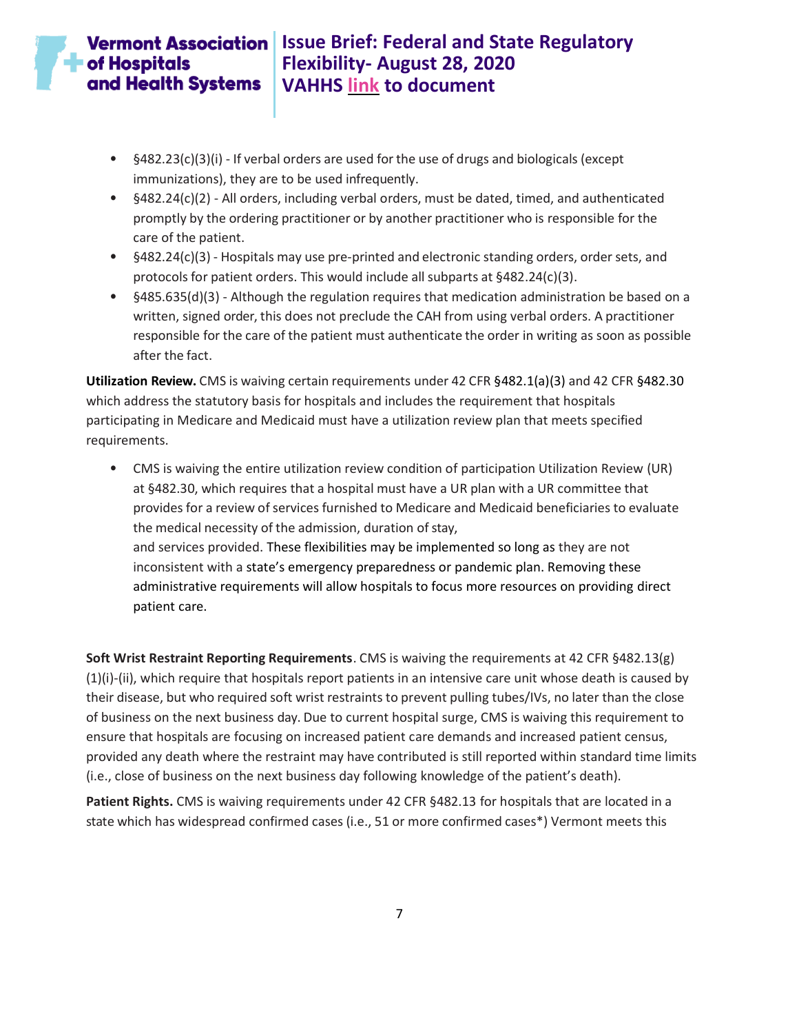- §482.23(c)(3)(i) - If verbal orders are used for the use of drugs and biologicals (except immunizations), they are to be used infrequently.
- §482.24(c)(2) - All orders, including verbal orders, must be dated, timed, and authenticated promptly by the ordering practitioner or by another practitioner who is responsible for the care of the patient.
- §482.24(c)(3) - Hospitals may use pre-printed and electronic standing orders, order sets, and protocols for patient orders. This would include all subparts at §482.24(c)(3).
- §485.635(d)(3) - Although the regulation requires that medication administration be based on a written, signed order, this does not preclude the CAH from using verbal orders. A practitioner responsible for the care of the patient must authenticate the order in writing as soon as possible after the fact.

**Utilization Review.** CMS is waiving certain requirements under 42 CFR §482.1(a)(3) and 42 CFR §482.30 which address the statutory basis for hospitals and includes the requirement that hospitals participating in Medicare and Medicaid must have a utilization review plan that meets specified requirements.

- CMS is waiving the entire utilization review condition of participation Utilization Review (UR) at §482.30, which requires that a hospital must have a UR plan with a UR committee that provides for a review of services furnished to Medicare and Medicaid beneficiaries to evaluate the medical necessity of the admission, duration of stay,
  and services provided. These flexibilities may be implemented so long as they are not inconsistent with a state's emergency preparedness or pandemic plan. Removing these administrative requirements will allow hospitals to focus more resources on providing direct patient care.

**Soft Wrist Restraint Reporting Requirements**. CMS is waiving the requirements at 42 CFR §482.13(g)(1)(i)-(ii), which require that hospitals report patients in an intensive care unit whose death is caused by their disease, but who required soft wrist restraints to prevent pulling tubes/IVs, no later than the close of business on the next business day. Due to current hospital surge, CMS is waiving this requirement to ensure that hospitals are focusing on increased patient care demands and increased patient census, provided any death where the restraint may have contributed is still reported within standard time limits (i.e., close of business on the next business day following knowledge of the patient's death).

**Patient Rights.** CMS is waiving requirements under 42 CFR §482.13 for hospitals that are located in a state which has widespread confirmed cases (i.e., 51 or more confirmed cases*) Vermont meets this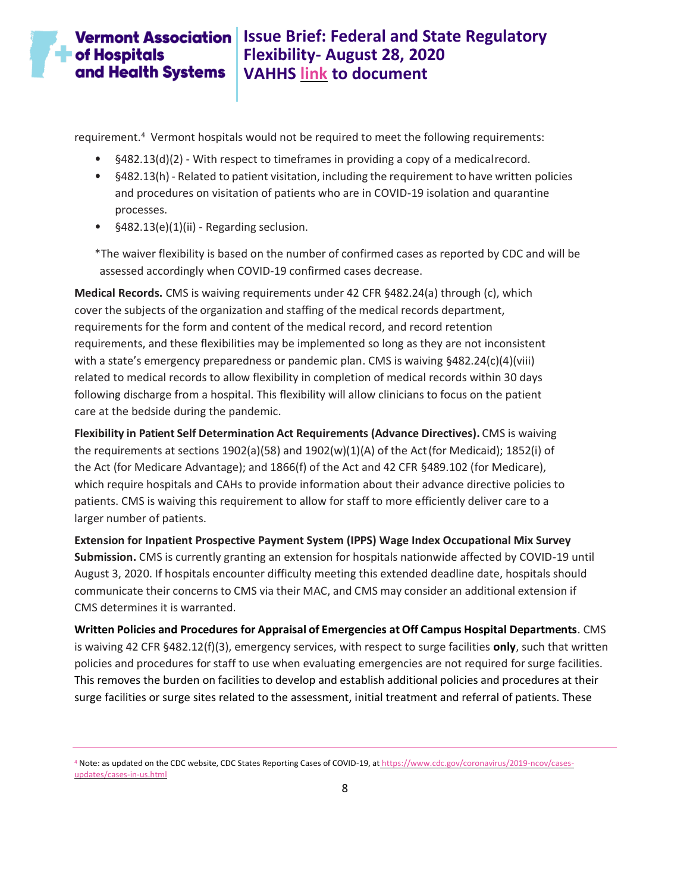requirement.[4] Vermont hospitals would not be required to meet the following requirements:

- §482.13(d)(2) - With respect to timeframes in providing a copy of a medical record.
- §482.13(h) - Related to patient visitation, including the requirement to have written policies and procedures on visitation of patients who are in COVID-19 isolation and quarantine processes.
- §482.13(e)(1)(ii) - Regarding seclusion.

*The waiver flexibility is based on the number of confirmed cases as reported by CDC and will be assessed accordingly when COVID-19 confirmed cases decrease.

**Medical Records.** CMS is waiving requirements under 42 CFR §482.24(a) through (c), which cover the subjects of the organization and staffing of the medical records department, requirements for the form and content of the medical record, and record retention requirements, and these flexibilities may be implemented so long as they are not inconsistent with a state's emergency preparedness or pandemic plan. CMS is waiving §482.24(c)(4)(viii) related to medical records to allow flexibility in completion of medical records within 30 days following discharge from a hospital. This flexibility will allow clinicians to focus on the patient care at the bedside during the pandemic.

**Flexibility in Patient Self Determination Act Requirements (Advance Directives).** CMS is waiving the requirements at sections 1902(a)(58) and 1902(w)(1)(A) of the Act (for Medicaid); 1852(i) of the Act (for Medicare Advantage); and 1866(f) of the Act and 42 CFR §489.102 (for Medicare), which require hospitals and CAHs to provide information about their advance directive policies to patients. CMS is waiving this requirement to allow for staff to more efficiently deliver care to a larger number of patients.

**Extension for Inpatient Prospective Payment System (IPPS) Wage Index Occupational Mix Survey Submission.** CMS is currently granting an extension for hospitals nationwide affected by COVID-19 until August 3, 2020. If hospitals encounter difficulty meeting this extended deadline date, hospitals should communicate their concerns to CMS via their MAC, and CMS may consider an additional extension if CMS determines it is warranted.

**Written Policies and Procedures for Appraisal of Emergencies at Off Campus Hospital Departments**. CMS is waiving 42 CFR §482.12(f)(3), emergency services, with respect to surge facilities **only**, such that written policies and procedures for staff to use when evaluating emergencies are not required for surge facilities. This removes the burden on facilities to develop and establish additional policies and procedures at their surge facilities or surge sites related to the assessment, initial treatment and referral of patients. These

[4] Note: as updated on the CDC website, CDC States Reporting Cases of COVID-19, at https://www.cdc.gov/coronavirus/2019-ncov/cases-updates/cases-in-us.html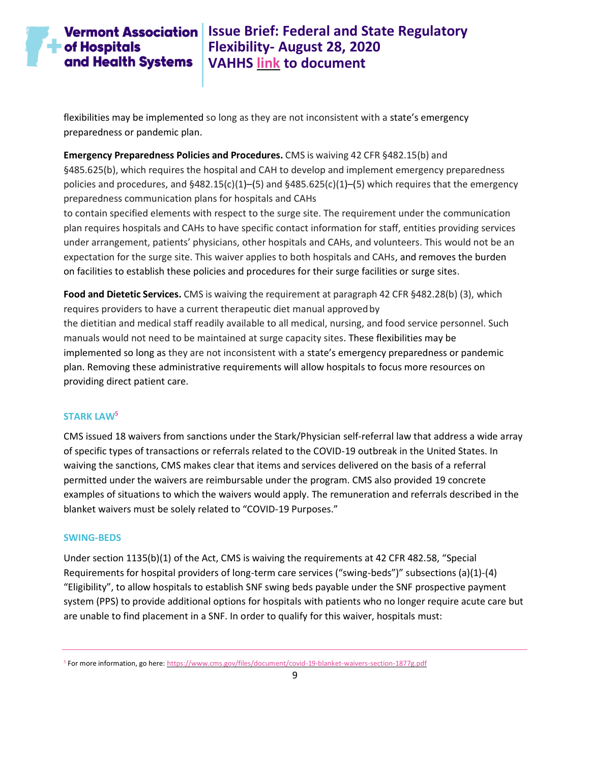flexibilities may be implemented so long as they are not inconsistent with a state's emergency preparedness or pandemic plan.

**Emergency Preparedness Policies and Procedures.** CMS is waiving 42 CFR §482.15(b) and §485.625(b), which requires the hospital and CAH to develop and implement emergency preparedness policies and procedures, and §482.15(c)(1)–(5) and §485.625(c)(1)–(5) which requires that the emergency preparedness communication plans for hospitals and CAHs to contain specified elements with respect to the surge site. The requirement under the communication plan requires hospitals and CAHs to have specific contact information for staff, entities providing services under arrangement, patients' physicians, other hospitals and CAHs, and volunteers. This would not be an expectation for the surge site. This waiver applies to both hospitals and CAHs, and removes the burden on facilities to establish these policies and procedures for their surge facilities or surge sites.

**Food and Dietetic Services.** CMS is waiving the requirement at paragraph 42 CFR §482.28(b) (3), which requires providers to have a current therapeutic diet manual approved by the dietitian and medical staff readily available to all medical, nursing, and food service personnel. Such manuals would not need to be maintained at surge capacity sites. These flexibilities may be implemented so long as they are not inconsistent with a state's emergency preparedness or pandemic plan. Removing these administrative requirements will allow hospitals to focus more resources on providing direct patient care.

### STARK LAW[5]

CMS issued 18 waivers from sanctions under the Stark/Physician self-referral law that address a wide array of specific types of transactions or referrals related to the COVID-19 outbreak in the United States. In waiving the sanctions, CMS makes clear that items and services delivered on the basis of a referral permitted under the waivers are reimbursable under the program. CMS also provided 19 concrete examples of situations to which the waivers would apply. The remuneration and referrals described in the blanket waivers must be solely related to "COVID-19 Purposes."

### SWING-BEDS

Under section 1135(b)(1) of the Act, CMS is waiving the requirements at 42 CFR 482.58, "Special Requirements for hospital providers of long-term care services ("swing-beds")" subsections (a)(1)-(4) "Eligibility", to allow hospitals to establish SNF swing beds payable under the SNF prospective payment system (PPS) to provide additional options for hospitals with patients who no longer require acute care but are unable to find placement in a SNF. In order to qualify for this waiver, hospitals must:

---

[5] For more information, go here: https://www.cms.gov/files/document/covid-19-blanket-waivers-section-1877g.pdf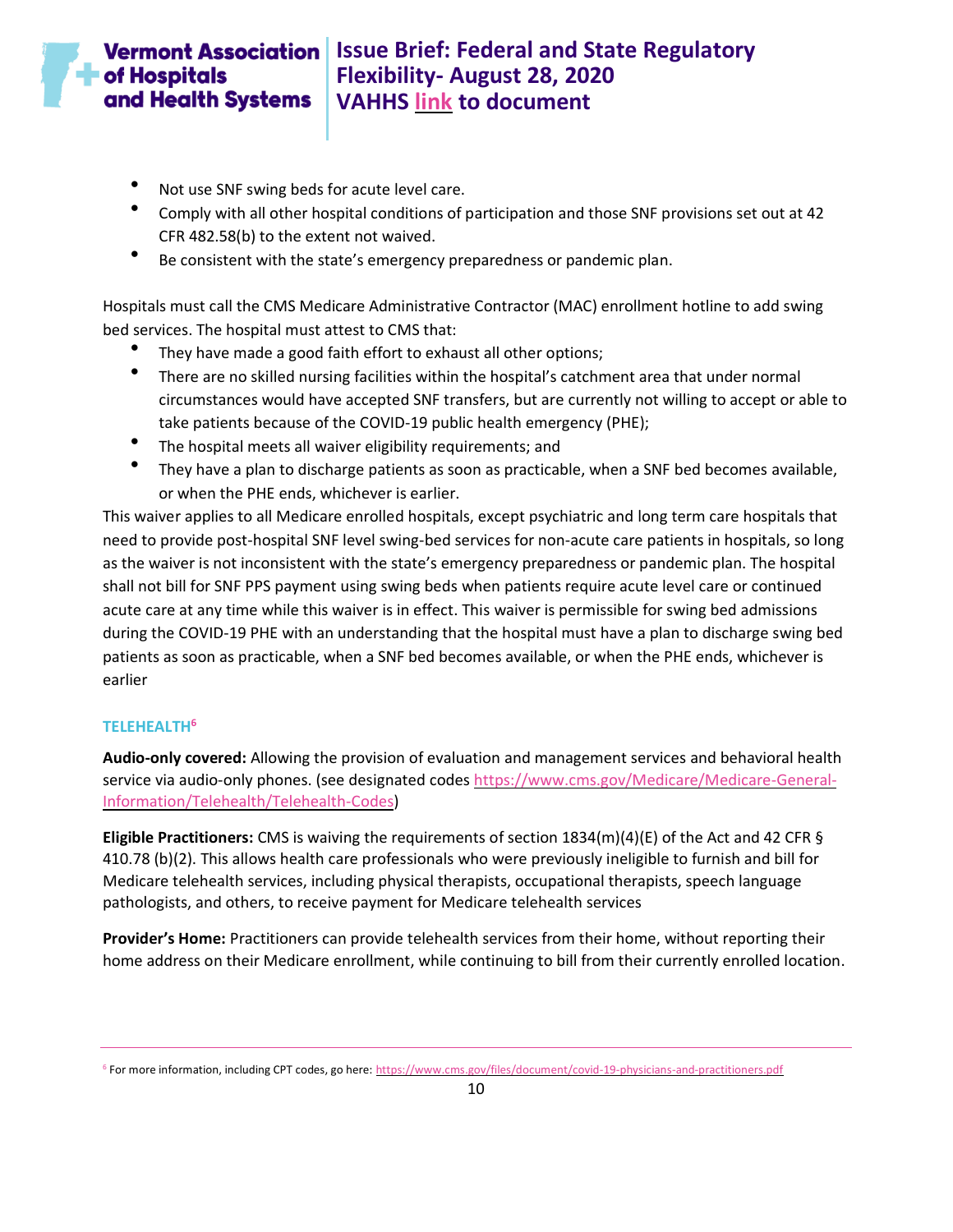- Not use SNF swing beds for acute level care.
- Comply with all other hospital conditions of participation and those SNF provisions set out at 42 CFR 482.58(b) to the extent not waived.
- Be consistent with the state's emergency preparedness or pandemic plan.

Hospitals must call the CMS Medicare Administrative Contractor (MAC) enrollment hotline to add swing bed services. The hospital must attest to CMS that:

- They have made a good faith effort to exhaust all other options;
- There are no skilled nursing facilities within the hospital's catchment area that under normal circumstances would have accepted SNF transfers, but are currently not willing to accept or able to take patients because of the COVID-19 public health emergency (PHE);
- The hospital meets all waiver eligibility requirements; and
- They have a plan to discharge patients as soon as practicable, when a SNF bed becomes available, or when the PHE ends, whichever is earlier.

This waiver applies to all Medicare enrolled hospitals, except psychiatric and long term care hospitals that need to provide post-hospital SNF level swing-bed services for non-acute care patients in hospitals, so long as the waiver is not inconsistent with the state's emergency preparedness or pandemic plan. The hospital shall not bill for SNF PPS payment using swing beds when patients require acute level care or continued acute care at any time while this waiver is in effect. This waiver is permissible for swing bed admissions during the COVID-19 PHE with an understanding that the hospital must have a plan to discharge swing bed patients as soon as practicable, when a SNF bed becomes available, or when the PHE ends, whichever is earlier

### TELEHEALTH[6]

**Audio-only covered:** Allowing the provision of evaluation and management services and behavioral health service via audio-only phones. (see designated codes https://www.cms.gov/Medicare/Medicare-General-Information/Telehealth/Telehealth-Codes)

**Eligible Practitioners:** CMS is waiving the requirements of section 1834(m)(4)(E) of the Act and 42 CFR § 410.78 (b)(2). This allows health care professionals who were previously ineligible to furnish and bill for Medicare telehealth services, including physical therapists, occupational therapists, speech language pathologists, and others, to receive payment for Medicare telehealth services

**Provider's Home:** Practitioners can provide telehealth services from their home, without reporting their home address on their Medicare enrollment, while continuing to bill from their currently enrolled location.

---

[6] For more information, including CPT codes, go here: https://www.cms.gov/files/document/covid-19-physicians-and-practitioners.pdf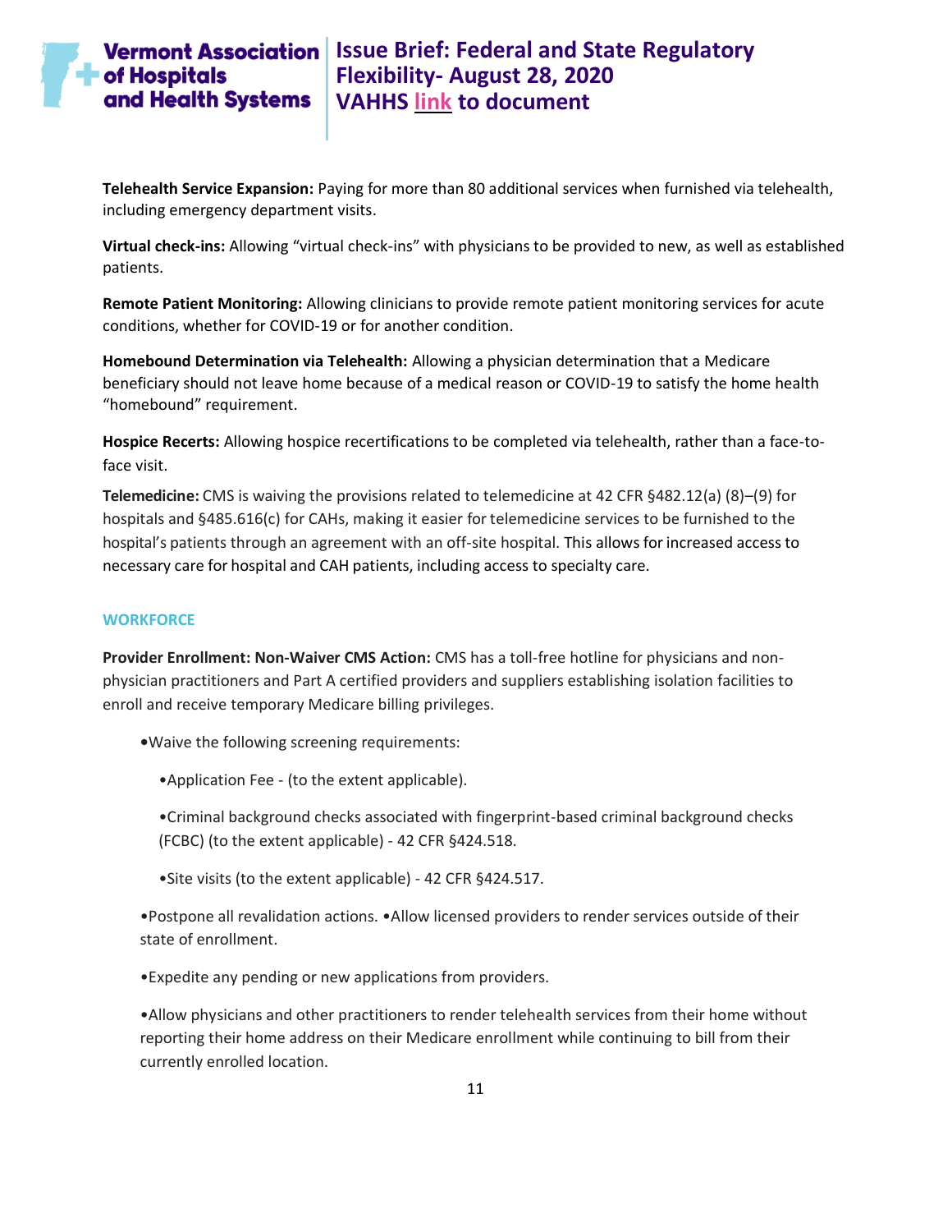**Telehealth Service Expansion:** Paying for more than 80 additional services when furnished via telehealth, including emergency department visits.

**Virtual check-ins:** Allowing “virtual check-ins” with physicians to be provided to new, as well as established patients.

**Remote Patient Monitoring:** Allowing clinicians to provide remote patient monitoring services for acute conditions, whether for COVID-19 or for another condition.

**Homebound Determination via Telehealth:** Allowing a physician determination that a Medicare beneficiary should not leave home because of a medical reason or COVID-19 to satisfy the home health “homebound” requirement.

**Hospice Recerts:** Allowing hospice recertifications to be completed via telehealth, rather than a face-to-face visit.

**Telemedicine:** CMS is waiving the provisions related to telemedicine at 42 CFR §482.12(a) (8)–(9) for hospitals and §485.616(c) for CAHs, making it easier for telemedicine services to be furnished to the hospital’s patients through an agreement with an off-site hospital. This allows for increased access to necessary care for hospital and CAH patients, including access to specialty care.

## WORKFORCE

**Provider Enrollment: Non-Waiver CMS Action:** CMS has a toll-free hotline for physicians and non-physician practitioners and Part A certified providers and suppliers establishing isolation facilities to enroll and receive temporary Medicare billing privileges.

- Waive the following screening requirements:
  - Application Fee - (to the extent applicable).
  - Criminal background checks associated with fingerprint-based criminal background checks (FCBC) (to the extent applicable) - 42 CFR §424.518.
  - Site visits (to the extent applicable) - 42 CFR §424.517.
- Postpone all revalidation actions. •Allow licensed providers to render services outside of their state of enrollment.
- Expedite any pending or new applications from providers.
- Allow physicians and other practitioners to render telehealth services from their home without reporting their home address on their Medicare enrollment while continuing to bill from their currently enrolled location.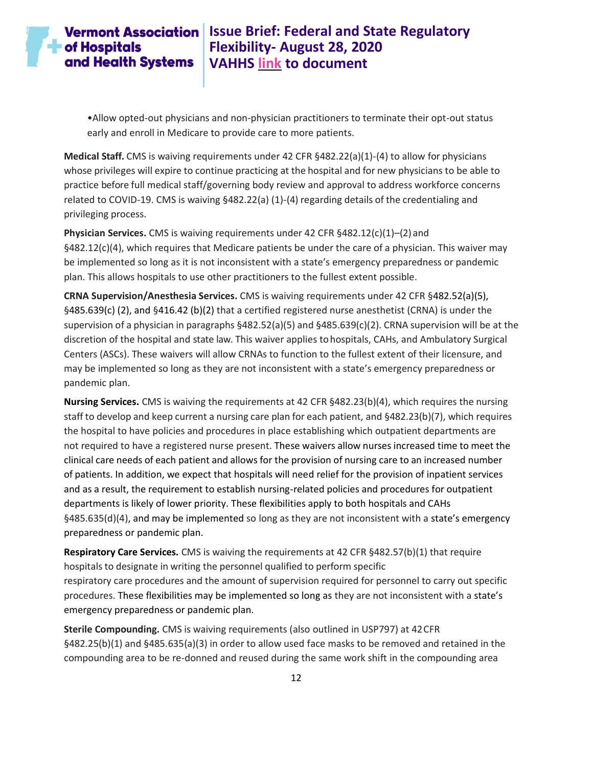- Allow opted-out physicians and non-physician practitioners to terminate their opt-out status early and enroll in Medicare to provide care to more patients.

**Medical Staff.** CMS is waiving requirements under 42 CFR §482.22(a)(1)-(4) to allow for physicians whose privileges will expire to continue practicing at the hospital and for new physicians to be able to practice before full medical staff/governing body review and approval to address workforce concerns related to COVID-19. CMS is waiving §482.22(a) (1)-(4) regarding details of the credentialing and privileging process.

**Physician Services.** CMS is waiving requirements under 42 CFR §482.12(c)(1)–(2) and §482.12(c)(4), which requires that Medicare patients be under the care of a physician. This waiver may be implemented so long as it is not inconsistent with a state's emergency preparedness or pandemic plan. This allows hospitals to use other practitioners to the fullest extent possible.

**CRNA Supervision/Anesthesia Services.** CMS is waiving requirements under 42 CFR §482.52(a)(5), §485.639(c) (2), and §416.42 (b)(2) that a certified registered nurse anesthetist (CRNA) is under the supervision of a physician in paragraphs §482.52(a)(5) and §485.639(c)(2). CRNA supervision will be at the discretion of the hospital and state law. This waiver applies to hospitals, CAHs, and Ambulatory Surgical Centers (ASCs). These waivers will allow CRNAs to function to the fullest extent of their licensure, and may be implemented so long as they are not inconsistent with a state's emergency preparedness or pandemic plan.

**Nursing Services.** CMS is waiving the requirements at 42 CFR §482.23(b)(4), which requires the nursing staff to develop and keep current a nursing care plan for each patient, and §482.23(b)(7), which requires the hospital to have policies and procedures in place establishing which outpatient departments are not required to have a registered nurse present. These waivers allow nurses increased time to meet the clinical care needs of each patient and allows for the provision of nursing care to an increased number of patients. In addition, we expect that hospitals will need relief for the provision of inpatient services and as a result, the requirement to establish nursing-related policies and procedures for outpatient departments is likely of lower priority. These flexibilities apply to both hospitals and CAHs §485.635(d)(4), and may be implemented so long as they are not inconsistent with a state's emergency preparedness or pandemic plan.

**Respiratory Care Services.** CMS is waiving the requirements at 42 CFR §482.57(b)(1) that require hospitals to designate in writing the personnel qualified to perform specific respiratory care procedures and the amount of supervision required for personnel to carry out specific procedures. These flexibilities may be implemented so long as they are not inconsistent with a state's emergency preparedness or pandemic plan.

**Sterile Compounding.** CMS is waiving requirements (also outlined in USP797) at 42 CFR §482.25(b)(1) and §485.635(a)(3) in order to allow used face masks to be removed and retained in the compounding area to be re-donned and reused during the same work shift in the compounding area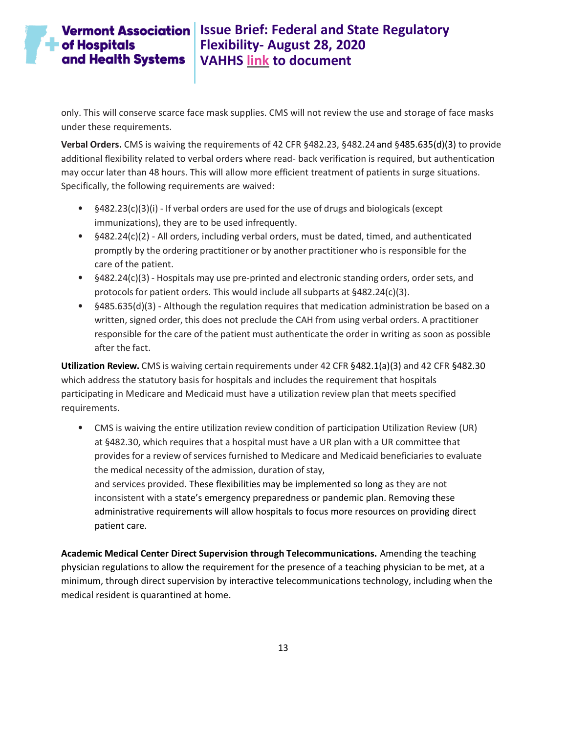only. This will conserve scarce face mask supplies. CMS will not review the use and storage of face masks under these requirements.

**Verbal Orders.** CMS is waiving the requirements of 42 CFR §482.23, §482.24 and §485.635(d)(3) to provide additional flexibility related to verbal orders where read- back verification is required, but authentication may occur later than 48 hours. This will allow more efficient treatment of patients in surge situations. Specifically, the following requirements are waived:

- §482.23(c)(3)(i) - If verbal orders are used for the use of drugs and biologicals (except immunizations), they are to be used infrequently.
- §482.24(c)(2) - All orders, including verbal orders, must be dated, timed, and authenticated promptly by the ordering practitioner or by another practitioner who is responsible for the care of the patient.
- §482.24(c)(3) - Hospitals may use pre-printed and electronic standing orders, order sets, and protocols for patient orders. This would include all subparts at §482.24(c)(3).
- §485.635(d)(3) - Although the regulation requires that medication administration be based on a written, signed order, this does not preclude the CAH from using verbal orders. A practitioner responsible for the care of the patient must authenticate the order in writing as soon as possible after the fact.

**Utilization Review.** CMS is waiving certain requirements under 42 CFR §482.1(a)(3) and 42 CFR §482.30 which address the statutory basis for hospitals and includes the requirement that hospitals participating in Medicare and Medicaid must have a utilization review plan that meets specified requirements.

- CMS is waiving the entire utilization review condition of participation Utilization Review (UR) at §482.30, which requires that a hospital must have a UR plan with a UR committee that provides for a review of services furnished to Medicare and Medicaid beneficiaries to evaluate the medical necessity of the admission, duration of stay, and services provided. These flexibilities may be implemented so long as they are not inconsistent with a state's emergency preparedness or pandemic plan. Removing these administrative requirements will allow hospitals to focus more resources on providing direct patient care.

**Academic Medical Center Direct Supervision through Telecommunications.** Amending the teaching physician regulations to allow the requirement for the presence of a teaching physician to be met, at a minimum, through direct supervision by interactive telecommunications technology, including when the medical resident is quarantined at home.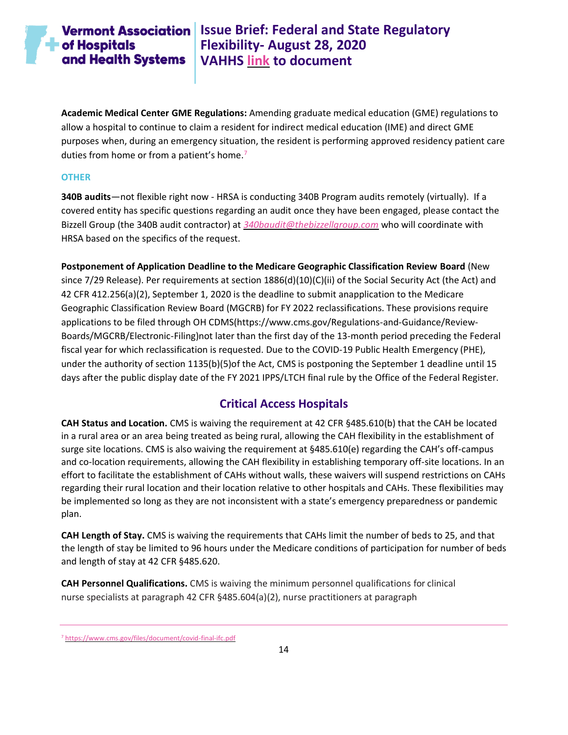**Academic Medical Center GME Regulations:** Amending graduate medical education (GME) regulations to allow a hospital to continue to claim a resident for indirect medical education (IME) and direct GME purposes when, during an emergency situation, the resident is performing approved residency patient care duties from home or from a patient's home.[7]

### OTHER

**340B audits**—not flexible right now - HRSA is conducting 340B Program audits remotely (virtually). If a covered entity has specific questions regarding an audit once they have been engaged, please contact the Bizzell Group (the 340B audit contractor) at *340baudit@thebizzellgroup.com* who will coordinate with HRSA based on the specifics of the request.

**Postponement of Application Deadline to the Medicare Geographic Classification Review Board** (New since 7/29 Release). Per requirements at section 1886(d)(10)(C)(ii) of the Social Security Act (the Act) and 42 CFR 412.256(a)(2), September 1, 2020 is the deadline to submit anapplication to the Medicare Geographic Classification Review Board (MGCRB) for FY 2022 reclassifications. These provisions require applications to be filed through OH CDMS(https://www.cms.gov/Regulations-and-Guidance/Review-Boards/MGCRB/Electronic-Filing)not later than the first day of the 13-month period preceding the Federal fiscal year for which reclassification is requested. Due to the COVID-19 Public Health Emergency (PHE), under the authority of section 1135(b)(5)of the Act, CMS is postponing the September 1 deadline until 15 days after the public display date of the FY 2021 IPPS/LTCH final rule by the Office of the Federal Register.

## Critical Access Hospitals

**CAH Status and Location.** CMS is waiving the requirement at 42 CFR §485.610(b) that the CAH be located in a rural area or an area being treated as being rural, allowing the CAH flexibility in the establishment of surge site locations. CMS is also waiving the requirement at §485.610(e) regarding the CAH's off-campus and co-location requirements, allowing the CAH flexibility in establishing temporary off-site locations. In an effort to facilitate the establishment of CAHs without walls, these waivers will suspend restrictions on CAHs regarding their rural location and their location relative to other hospitals and CAHs. These flexibilities may be implemented so long as they are not inconsistent with a state's emergency preparedness or pandemic plan.

**CAH Length of Stay.** CMS is waiving the requirements that CAHs limit the number of beds to 25, and that the length of stay be limited to 96 hours under the Medicare conditions of participation for number of beds and length of stay at 42 CFR §485.620.

**CAH Personnel Qualifications.** CMS is waiving the minimum personnel qualifications for clinical nurse specialists at paragraph 42 CFR §485.604(a)(2), nurse practitioners at paragraph

---

[7] https://www.cms.gov/files/document/covid-final-ifc.pdf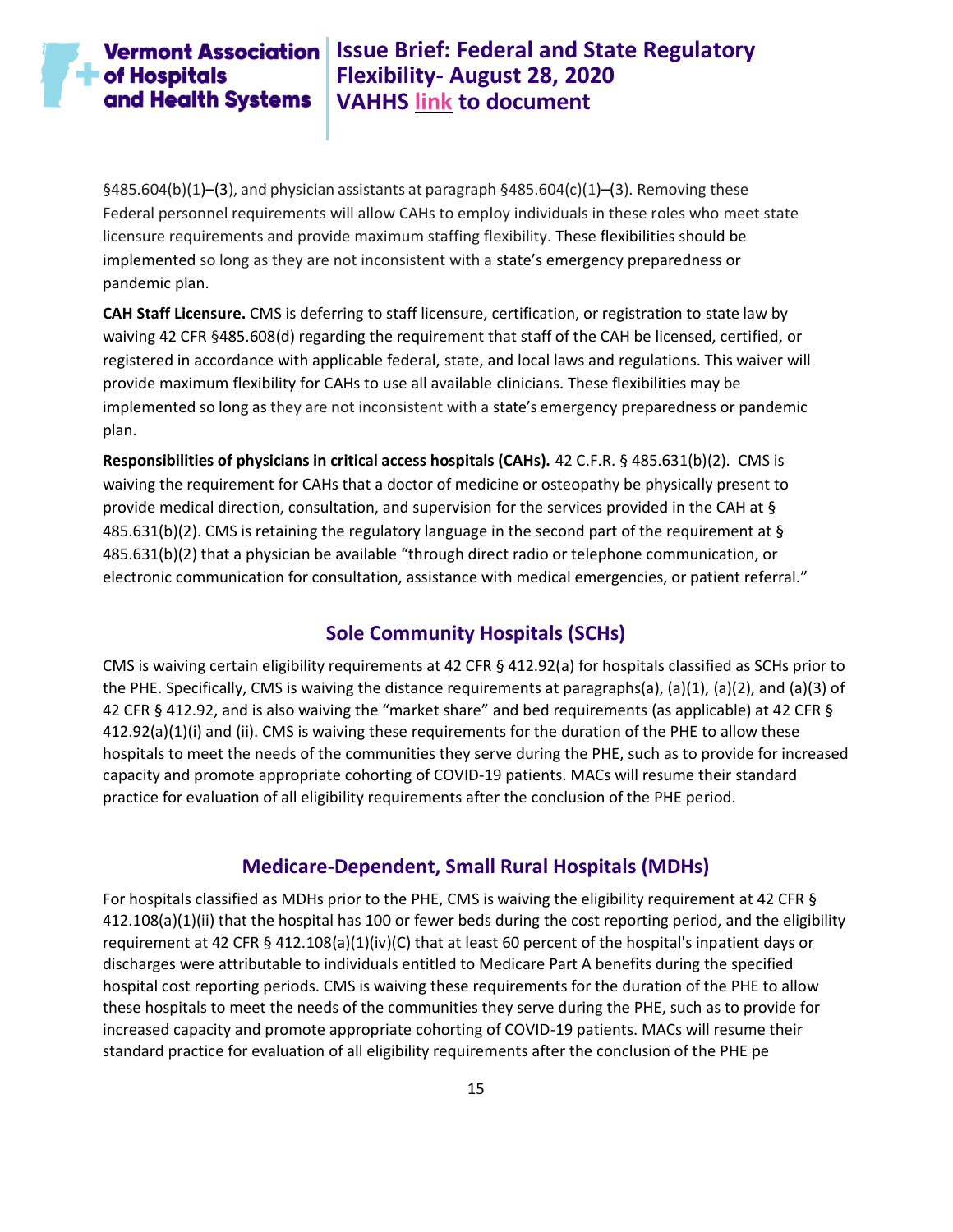§485.604(b)(1)–(3), and physician assistants at paragraph §485.604(c)(1)–(3). Removing these Federal personnel requirements will allow CAHs to employ individuals in these roles who meet state licensure requirements and provide maximum staffing flexibility. These flexibilities should be implemented so long as they are not inconsistent with a state's emergency preparedness or pandemic plan.

**CAH Staff Licensure.** CMS is deferring to staff licensure, certification, or registration to state law by waiving 42 CFR §485.608(d) regarding the requirement that staff of the CAH be licensed, certified, or registered in accordance with applicable federal, state, and local laws and regulations. This waiver will provide maximum flexibility for CAHs to use all available clinicians. These flexibilities may be implemented so long as they are not inconsistent with a state's emergency preparedness or pandemic plan.

**Responsibilities of physicians in critical access hospitals (CAHs).** 42 C.F.R. § 485.631(b)(2). CMS is waiving the requirement for CAHs that a doctor of medicine or osteopathy be physically present to provide medical direction, consultation, and supervision for the services provided in the CAH at § 485.631(b)(2). CMS is retaining the regulatory language in the second part of the requirement at § 485.631(b)(2) that a physician be available "through direct radio or telephone communication, or electronic communication for consultation, assistance with medical emergencies, or patient referral."

## Sole Community Hospitals (SCHs)

CMS is waiving certain eligibility requirements at 42 CFR § 412.92(a) for hospitals classified as SCHs prior to the PHE. Specifically, CMS is waiving the distance requirements at paragraphs(a), (a)(1), (a)(2), and (a)(3) of 42 CFR § 412.92, and is also waiving the "market share" and bed requirements (as applicable) at 42 CFR § 412.92(a)(1)(i) and (ii). CMS is waiving these requirements for the duration of the PHE to allow these hospitals to meet the needs of the communities they serve during the PHE, such as to provide for increased capacity and promote appropriate cohorting of COVID-19 patients. MACs will resume their standard practice for evaluation of all eligibility requirements after the conclusion of the PHE period.

## Medicare-Dependent, Small Rural Hospitals (MDHs)

For hospitals classified as MDHs prior to the PHE, CMS is waiving the eligibility requirement at 42 CFR § 412.108(a)(1)(ii) that the hospital has 100 or fewer beds during the cost reporting period, and the eligibility requirement at 42 CFR § 412.108(a)(1)(iv)(C) that at least 60 percent of the hospital's inpatient days or discharges were attributable to individuals entitled to Medicare Part A benefits during the specified hospital cost reporting periods. CMS is waiving these requirements for the duration of the PHE to allow these hospitals to meet the needs of the communities they serve during the PHE, such as to provide for increased capacity and promote appropriate cohorting of COVID-19 patients. MACs will resume their standard practice for evaluation of all eligibility requirements after the conclusion of the PHE pe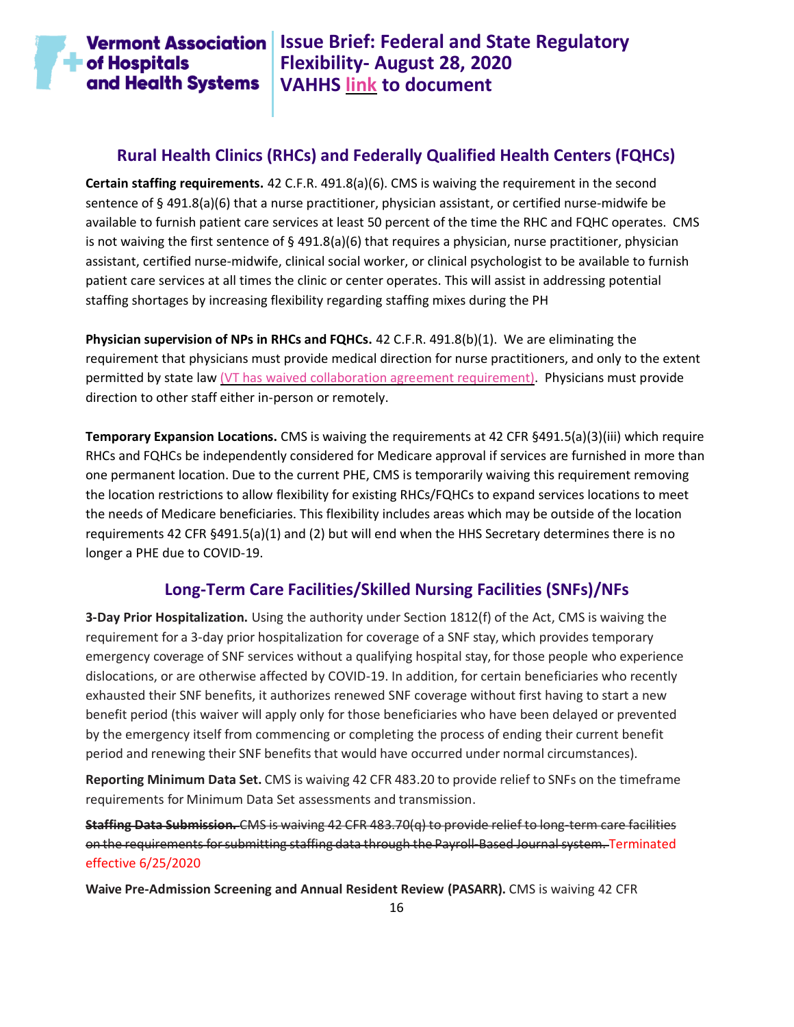## Rural Health Clinics (RHCs) and Federally Qualified Health Centers (FQHCs)

**Certain staffing requirements.** 42 C.F.R. 491.8(a)(6). CMS is waiving the requirement in the second sentence of § 491.8(a)(6) that a nurse practitioner, physician assistant, or certified nurse-midwife be available to furnish patient care services at least 50 percent of the time the RHC and FQHC operates. CMS is not waiving the first sentence of § 491.8(a)(6) that requires a physician, nurse practitioner, physician assistant, certified nurse-midwife, clinical social worker, or clinical psychologist to be available to furnish patient care services at all times the clinic or center operates. This will assist in addressing potential staffing shortages by increasing flexibility regarding staffing mixes during the PH

**Physician supervision of NPs in RHCs and FQHCs.** 42 C.F.R. 491.8(b)(1). We are eliminating the requirement that physicians must provide medical direction for nurse practitioners, and only to the extent permitted by state law (VT has waived collaboration agreement requirement). Physicians must provide direction to other staff either in-person or remotely.

**Temporary Expansion Locations.** CMS is waiving the requirements at 42 CFR §491.5(a)(3)(iii) which require RHCs and FQHCs be independently considered for Medicare approval if services are furnished in more than one permanent location. Due to the current PHE, CMS is temporarily waiving this requirement removing the location restrictions to allow flexibility for existing RHCs/FQHCs to expand services locations to meet the needs of Medicare beneficiaries. This flexibility includes areas which may be outside of the location requirements 42 CFR §491.5(a)(1) and (2) but will end when the HHS Secretary determines there is no longer a PHE due to COVID-19.

## Long-Term Care Facilities/Skilled Nursing Facilities (SNFs)/NFs

**3-Day Prior Hospitalization.** Using the authority under Section 1812(f) of the Act, CMS is waiving the requirement for a 3-day prior hospitalization for coverage of a SNF stay, which provides temporary emergency coverage of SNF services without a qualifying hospital stay, for those people who experience dislocations, or are otherwise affected by COVID-19. In addition, for certain beneficiaries who recently exhausted their SNF benefits, it authorizes renewed SNF coverage without first having to start a new benefit period (this waiver will apply only for those beneficiaries who have been delayed or prevented by the emergency itself from commencing or completing the process of ending their current benefit period and renewing their SNF benefits that would have occurred under normal circumstances).

**Reporting Minimum Data Set.** CMS is waiving 42 CFR 483.20 to provide relief to SNFs on the timeframe requirements for Minimum Data Set assessments and transmission.

~~**Staffing Data Submission.** CMS is waiving 42 CFR 483.70(q) to provide relief to long-term care facilities on the requirements for submitting staffing data through the Payroll-Based Journal system.~~ Terminated effective 6/25/2020

**Waive Pre-Admission Screening and Annual Resident Review (PASARR).** CMS is waiving 42 CFR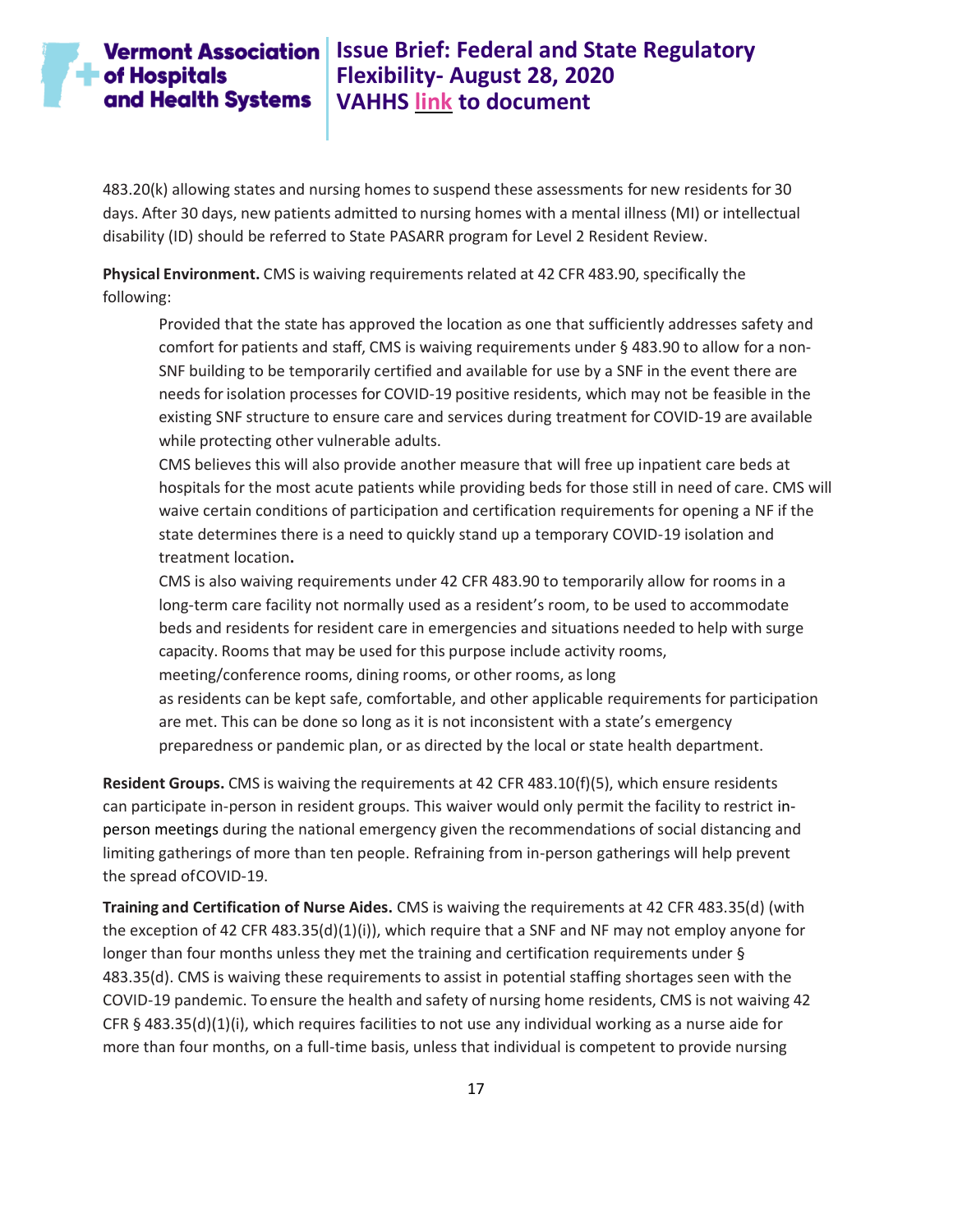483.20(k) allowing states and nursing homes to suspend these assessments for new residents for 30 days. After 30 days, new patients admitted to nursing homes with a mental illness (MI) or intellectual disability (ID) should be referred to State PASARR program for Level 2 Resident Review.

**Physical Environment.** CMS is waiving requirements related at 42 CFR 483.90, specifically the following:

> Provided that the state has approved the location as one that sufficiently addresses safety and comfort for patients and staff, CMS is waiving requirements under § 483.90 to allow for a non-SNF building to be temporarily certified and available for use by a SNF in the event there are needs for isolation processes for COVID-19 positive residents, which may not be feasible in the existing SNF structure to ensure care and services during treatment for COVID-19 are available while protecting other vulnerable adults.
>
> CMS believes this will also provide another measure that will free up inpatient care beds at hospitals for the most acute patients while providing beds for those still in need of care. CMS will waive certain conditions of participation and certification requirements for opening a NF if the state determines there is a need to quickly stand up a temporary COVID-19 isolation and treatment location**.**
>
> CMS is also waiving requirements under 42 CFR 483.90 to temporarily allow for rooms in a long-term care facility not normally used as a resident's room, to be used to accommodate beds and residents for resident care in emergencies and situations needed to help with surge capacity. Rooms that may be used for this purpose include activity rooms, meeting/conference rooms, dining rooms, or other rooms, as long as residents can be kept safe, comfortable, and other applicable requirements for participation are met. This can be done so long as it is not inconsistent with a state's emergency preparedness or pandemic plan, or as directed by the local or state health department.

**Resident Groups.** CMS is waiving the requirements at 42 CFR 483.10(f)(5), which ensure residents can participate in-person in resident groups. This waiver would only permit the facility to restrict in-person meetings during the national emergency given the recommendations of social distancing and limiting gatherings of more than ten people. Refraining from in-person gatherings will help prevent the spread of COVID-19.

**Training and Certification of Nurse Aides.** CMS is waiving the requirements at 42 CFR 483.35(d) (with the exception of 42 CFR 483.35(d)(1)(i)), which require that a SNF and NF may not employ anyone for longer than four months unless they met the training and certification requirements under § 483.35(d). CMS is waiving these requirements to assist in potential staffing shortages seen with the COVID-19 pandemic. To ensure the health and safety of nursing home residents, CMS is not waiving 42 CFR § 483.35(d)(1)(i), which requires facilities to not use any individual working as a nurse aide for more than four months, on a full-time basis, unless that individual is competent to provide nursing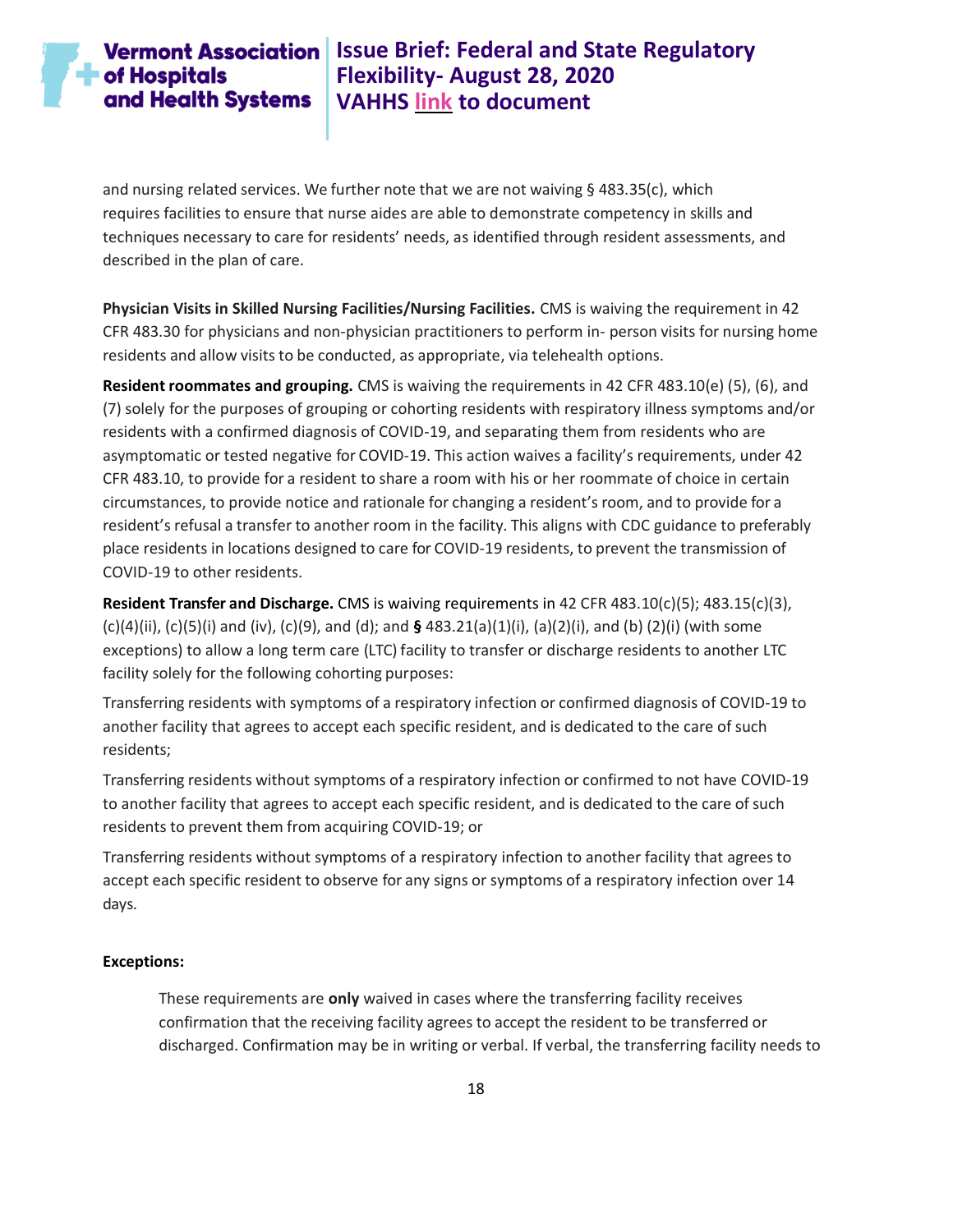and nursing related services. We further note that we are not waiving § 483.35(c), which requires facilities to ensure that nurse aides are able to demonstrate competency in skills and techniques necessary to care for residents' needs, as identified through resident assessments, and described in the plan of care.

**Physician Visits in Skilled Nursing Facilities/Nursing Facilities.** CMS is waiving the requirement in 42 CFR 483.30 for physicians and non-physician practitioners to perform in- person visits for nursing home residents and allow visits to be conducted, as appropriate, via telehealth options.

**Resident roommates and grouping.** CMS is waiving the requirements in 42 CFR 483.10(e) (5), (6), and (7) solely for the purposes of grouping or cohorting residents with respiratory illness symptoms and/or residents with a confirmed diagnosis of COVID-19, and separating them from residents who are asymptomatic or tested negative for COVID-19. This action waives a facility's requirements, under 42 CFR 483.10, to provide for a resident to share a room with his or her roommate of choice in certain circumstances, to provide notice and rationale for changing a resident's room, and to provide for a resident's refusal a transfer to another room in the facility. This aligns with CDC guidance to preferably place residents in locations designed to care for COVID-19 residents, to prevent the transmission of COVID-19 to other residents.

**Resident Transfer and Discharge.** CMS is waiving requirements in 42 CFR 483.10(c)(5); 483.15(c)(3), (c)(4)(ii), (c)(5)(i) and (iv), (c)(9), and (d); and **§** 483.21(a)(1)(i), (a)(2)(i), and (b) (2)(i) (with some exceptions) to allow a long term care (LTC) facility to transfer or discharge residents to another LTC facility solely for the following cohorting purposes:

Transferring residents with symptoms of a respiratory infection or confirmed diagnosis of COVID-19 to another facility that agrees to accept each specific resident, and is dedicated to the care of such residents;

Transferring residents without symptoms of a respiratory infection or confirmed to not have COVID-19 to another facility that agrees to accept each specific resident, and is dedicated to the care of such residents to prevent them from acquiring COVID-19; or

Transferring residents without symptoms of a respiratory infection to another facility that agrees to accept each specific resident to observe for any signs or symptoms of a respiratory infection over 14 days.

**Exceptions:**

> These requirements are **only** waived in cases where the transferring facility receives confirmation that the receiving facility agrees to accept the resident to be transferred or discharged. Confirmation may be in writing or verbal. If verbal, the transferring facility needs to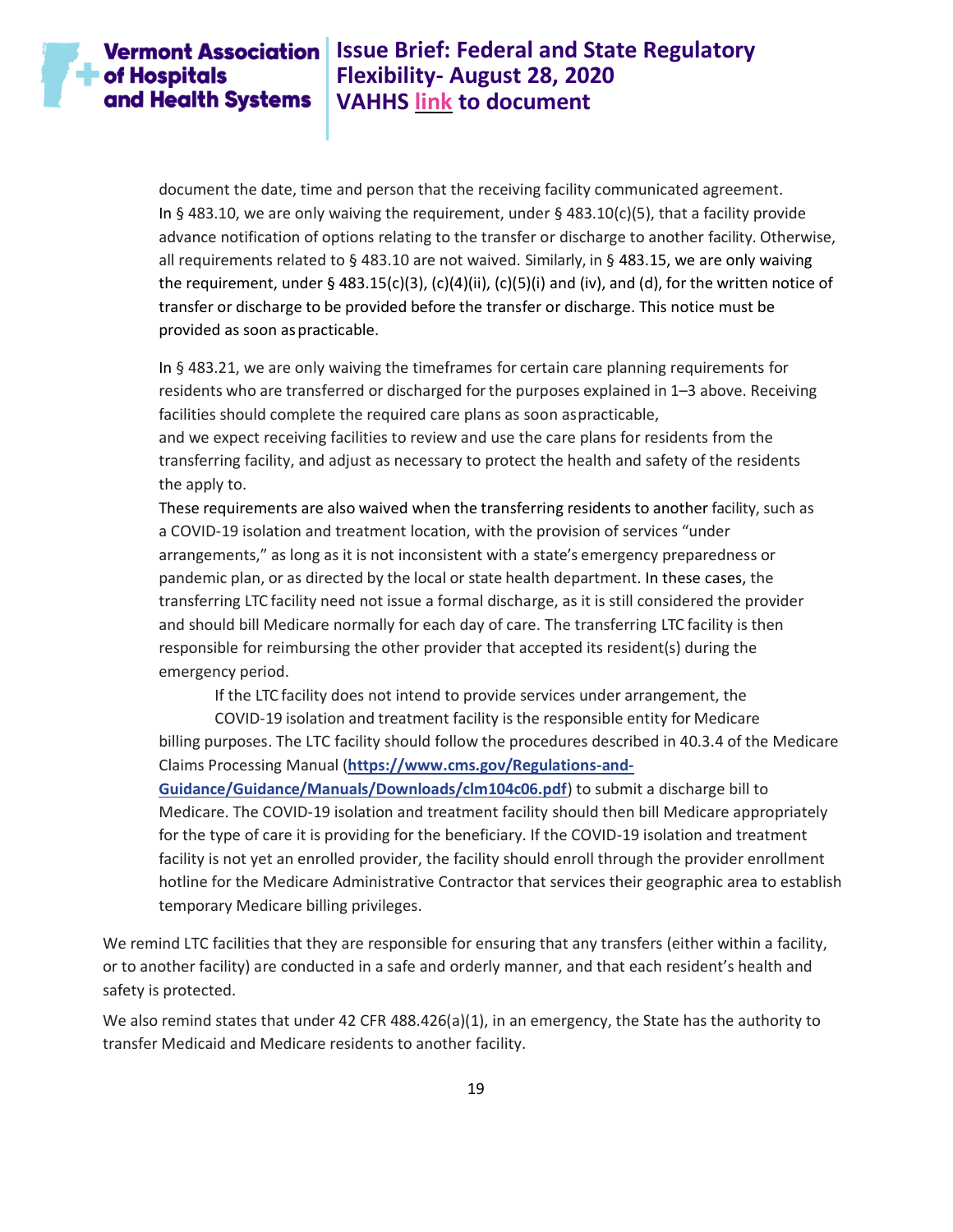document the date, time and person that the receiving facility communicated agreement. In § 483.10, we are only waiving the requirement, under § 483.10(c)(5), that a facility provide advance notification of options relating to the transfer or discharge to another facility. Otherwise, all requirements related to § 483.10 are not waived. Similarly, in § 483.15, we are only waiving the requirement, under § 483.15(c)(3), (c)(4)(ii), (c)(5)(i) and (iv), and (d), for the written notice of transfer or discharge to be provided before the transfer or discharge. This notice must be provided as soon as practicable.

In § 483.21, we are only waiving the timeframes for certain care planning requirements for residents who are transferred or discharged for the purposes explained in 1–3 above. Receiving facilities should complete the required care plans as soon as practicable, and we expect receiving facilities to review and use the care plans for residents from the transferring facility, and adjust as necessary to protect the health and safety of the residents the apply to.

These requirements are also waived when the transferring residents to another facility, such as a COVID-19 isolation and treatment location, with the provision of services "under arrangements," as long as it is not inconsistent with a state's emergency preparedness or pandemic plan, or as directed by the local or state health department. In these cases, the transferring LTC facility need not issue a formal discharge, as it is still considered the provider and should bill Medicare normally for each day of care. The transferring LTC facility is then responsible for reimbursing the other provider that accepted its resident(s) during the emergency period.

If the LTC facility does not intend to provide services under arrangement, the COVID-19 isolation and treatment facility is the responsible entity for Medicare billing purposes. The LTC facility should follow the procedures described in 40.3.4 of the Medicare Claims Processing Manual (**https://www.cms.gov/Regulations-and-Guidance/Guidance/Manuals/Downloads/clm104c06.pdf**) to submit a discharge bill to Medicare. The COVID-19 isolation and treatment facility should then bill Medicare appropriately for the type of care it is providing for the beneficiary. If the COVID-19 isolation and treatment facility is not yet an enrolled provider, the facility should enroll through the provider enrollment hotline for the Medicare Administrative Contractor that services their geographic area to establish temporary Medicare billing privileges.

We remind LTC facilities that they are responsible for ensuring that any transfers (either within a facility, or to another facility) are conducted in a safe and orderly manner, and that each resident's health and safety is protected.

We also remind states that under 42 CFR 488.426(a)(1), in an emergency, the State has the authority to transfer Medicaid and Medicare residents to another facility.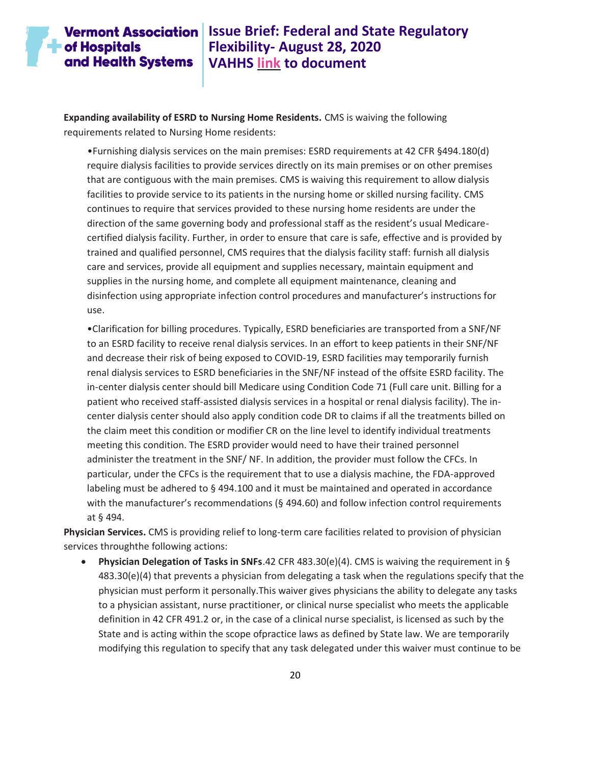**Expanding availability of ESRD to Nursing Home Residents.** CMS is waiving the following requirements related to Nursing Home residents:

•Furnishing dialysis services on the main premises: ESRD requirements at 42 CFR §494.180(d) require dialysis facilities to provide services directly on its main premises or on other premises that are contiguous with the main premises. CMS is waiving this requirement to allow dialysis facilities to provide service to its patients in the nursing home or skilled nursing facility. CMS continues to require that services provided to these nursing home residents are under the direction of the same governing body and professional staff as the resident's usual Medicare-certified dialysis facility. Further, in order to ensure that care is safe, effective and is provided by trained and qualified personnel, CMS requires that the dialysis facility staff: furnish all dialysis care and services, provide all equipment and supplies necessary, maintain equipment and supplies in the nursing home, and complete all equipment maintenance, cleaning and disinfection using appropriate infection control procedures and manufacturer's instructions for use.

•Clarification for billing procedures. Typically, ESRD beneficiaries are transported from a SNF/NF to an ESRD facility to receive renal dialysis services. In an effort to keep patients in their SNF/NF and decrease their risk of being exposed to COVID-19, ESRD facilities may temporarily furnish renal dialysis services to ESRD beneficiaries in the SNF/NF instead of the offsite ESRD facility. The in-center dialysis center should bill Medicare using Condition Code 71 (Full care unit. Billing for a patient who received staff-assisted dialysis services in a hospital or renal dialysis facility). The in-center dialysis center should also apply condition code DR to claims if all the treatments billed on the claim meet this condition or modifier CR on the line level to identify individual treatments meeting this condition. The ESRD provider would need to have their trained personnel administer the treatment in the SNF/ NF. In addition, the provider must follow the CFCs. In particular, under the CFCs is the requirement that to use a dialysis machine, the FDA-approved labeling must be adhered to § 494.100 and it must be maintained and operated in accordance with the manufacturer's recommendations (§ 494.60) and follow infection control requirements at § 494.

**Physician Services.** CMS is providing relief to long-term care facilities related to provision of physician services throughthe following actions:

- **Physician Delegation of Tasks in SNFs**.42 CFR 483.30(e)(4). CMS is waiving the requirement in § 483.30(e)(4) that prevents a physician from delegating a task when the regulations specify that the physician must perform it personally.This waiver gives physicians the ability to delegate any tasks to a physician assistant, nurse practitioner, or clinical nurse specialist who meets the applicable definition in 42 CFR 491.2 or, in the case of a clinical nurse specialist, is licensed as such by the State and is acting within the scope ofpractice laws as defined by State law. We are temporarily modifying this regulation to specify that any task delegated under this waiver must continue to be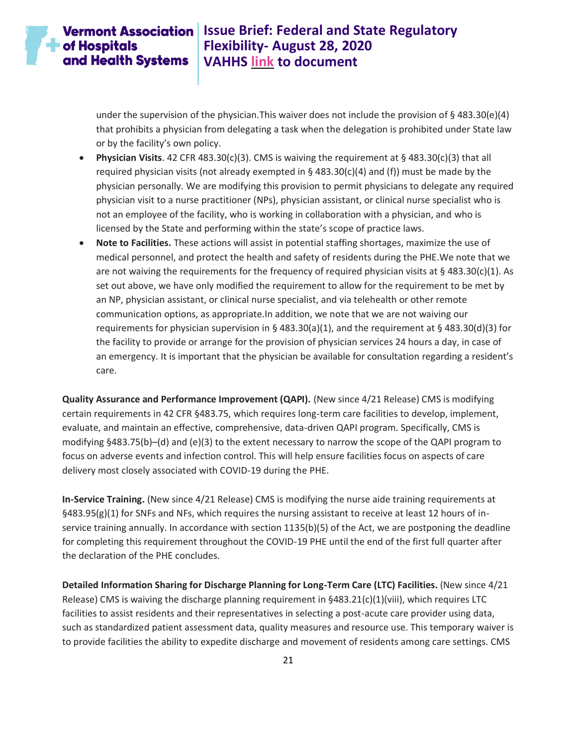under the supervision of the physician.This waiver does not include the provision of § 483.30(e)(4) that prohibits a physician from delegating a task when the delegation is prohibited under State law or by the facility's own policy.

- **Physician Visits**. 42 CFR 483.30(c)(3). CMS is waiving the requirement at § 483.30(c)(3) that all required physician visits (not already exempted in § 483.30(c)(4) and (f)) must be made by the physician personally. We are modifying this provision to permit physicians to delegate any required physician visit to a nurse practitioner (NPs), physician assistant, or clinical nurse specialist who is not an employee of the facility, who is working in collaboration with a physician, and who is licensed by the State and performing within the state's scope of practice laws.
- **Note to Facilities.** These actions will assist in potential staffing shortages, maximize the use of medical personnel, and protect the health and safety of residents during the PHE.We note that we are not waiving the requirements for the frequency of required physician visits at § 483.30(c)(1). As set out above, we have only modified the requirement to allow for the requirement to be met by an NP, physician assistant, or clinical nurse specialist, and via telehealth or other remote communication options, as appropriate.In addition, we note that we are not waiving our requirements for physician supervision in § 483.30(a)(1), and the requirement at § 483.30(d)(3) for the facility to provide or arrange for the provision of physician services 24 hours a day, in case of an emergency. It is important that the physician be available for consultation regarding a resident's care.

**Quality Assurance and Performance Improvement (QAPI).** (New since 4/21 Release) CMS is modifying certain requirements in 42 CFR §483.75, which requires long-term care facilities to develop, implement, evaluate, and maintain an effective, comprehensive, data-driven QAPI program. Specifically, CMS is modifying §483.75(b)–(d) and (e)(3) to the extent necessary to narrow the scope of the QAPI program to focus on adverse events and infection control. This will help ensure facilities focus on aspects of care delivery most closely associated with COVID-19 during the PHE.

**In-Service Training.** (New since 4/21 Release) CMS is modifying the nurse aide training requirements at §483.95(g)(1) for SNFs and NFs, which requires the nursing assistant to receive at least 12 hours of in-service training annually. In accordance with section 1135(b)(5) of the Act, we are postponing the deadline for completing this requirement throughout the COVID-19 PHE until the end of the first full quarter after the declaration of the PHE concludes.

**Detailed Information Sharing for Discharge Planning for Long-Term Care (LTC) Facilities.** (New since 4/21 Release) CMS is waiving the discharge planning requirement in §483.21(c)(1)(viii), which requires LTC facilities to assist residents and their representatives in selecting a post-acute care provider using data, such as standardized patient assessment data, quality measures and resource use. This temporary waiver is to provide facilities the ability to expedite discharge and movement of residents among care settings. CMS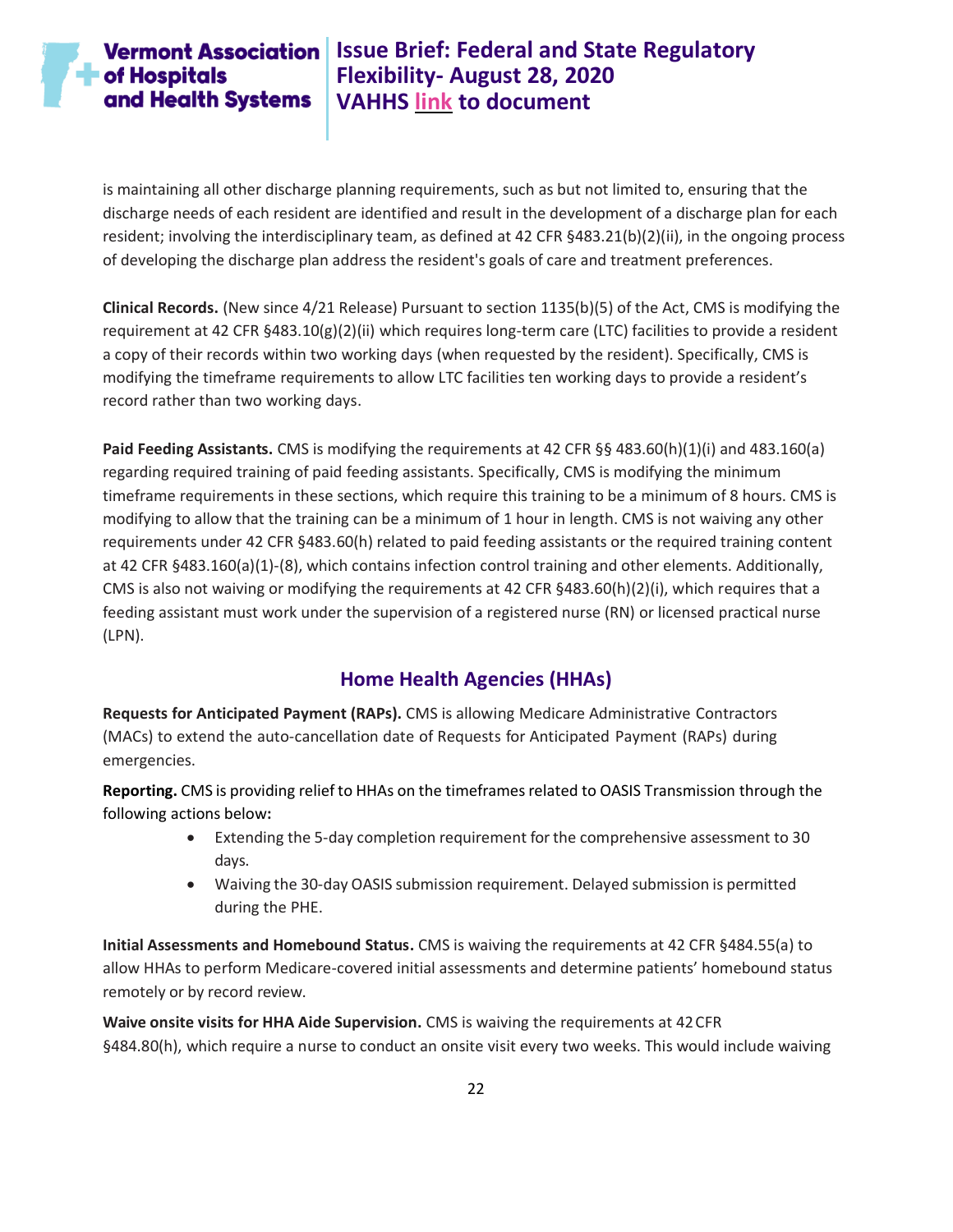is maintaining all other discharge planning requirements, such as but not limited to, ensuring that the discharge needs of each resident are identified and result in the development of a discharge plan for each resident; involving the interdisciplinary team, as defined at 42 CFR §483.21(b)(2)(ii), in the ongoing process of developing the discharge plan address the resident's goals of care and treatment preferences.

**Clinical Records.** (New since 4/21 Release) Pursuant to section 1135(b)(5) of the Act, CMS is modifying the requirement at 42 CFR §483.10(g)(2)(ii) which requires long-term care (LTC) facilities to provide a resident a copy of their records within two working days (when requested by the resident). Specifically, CMS is modifying the timeframe requirements to allow LTC facilities ten working days to provide a resident's record rather than two working days.

**Paid Feeding Assistants.** CMS is modifying the requirements at 42 CFR §§ 483.60(h)(1)(i) and 483.160(a) regarding required training of paid feeding assistants. Specifically, CMS is modifying the minimum timeframe requirements in these sections, which require this training to be a minimum of 8 hours. CMS is modifying to allow that the training can be a minimum of 1 hour in length. CMS is not waiving any other requirements under 42 CFR §483.60(h) related to paid feeding assistants or the required training content at 42 CFR §483.160(a)(1)-(8), which contains infection control training and other elements. Additionally, CMS is also not waiving or modifying the requirements at 42 CFR §483.60(h)(2)(i), which requires that a feeding assistant must work under the supervision of a registered nurse (RN) or licensed practical nurse (LPN).

## Home Health Agencies (HHAs)

**Requests for Anticipated Payment (RAPs).** CMS is allowing Medicare Administrative Contractors (MACs) to extend the auto-cancellation date of Requests for Anticipated Payment (RAPs) during emergencies.

**Reporting.** CMS is providing relief to HHAs on the timeframes related to OASIS Transmission through the following actions below:

- Extending the 5-day completion requirement for the comprehensive assessment to 30 days.
- Waiving the 30-day OASIS submission requirement. Delayed submission is permitted during the PHE.

**Initial Assessments and Homebound Status.** CMS is waiving the requirements at 42 CFR §484.55(a) to allow HHAs to perform Medicare-covered initial assessments and determine patients' homebound status remotely or by record review.

**Waive onsite visits for HHA Aide Supervision.** CMS is waiving the requirements at 42 CFR §484.80(h), which require a nurse to conduct an onsite visit every two weeks. This would include waiving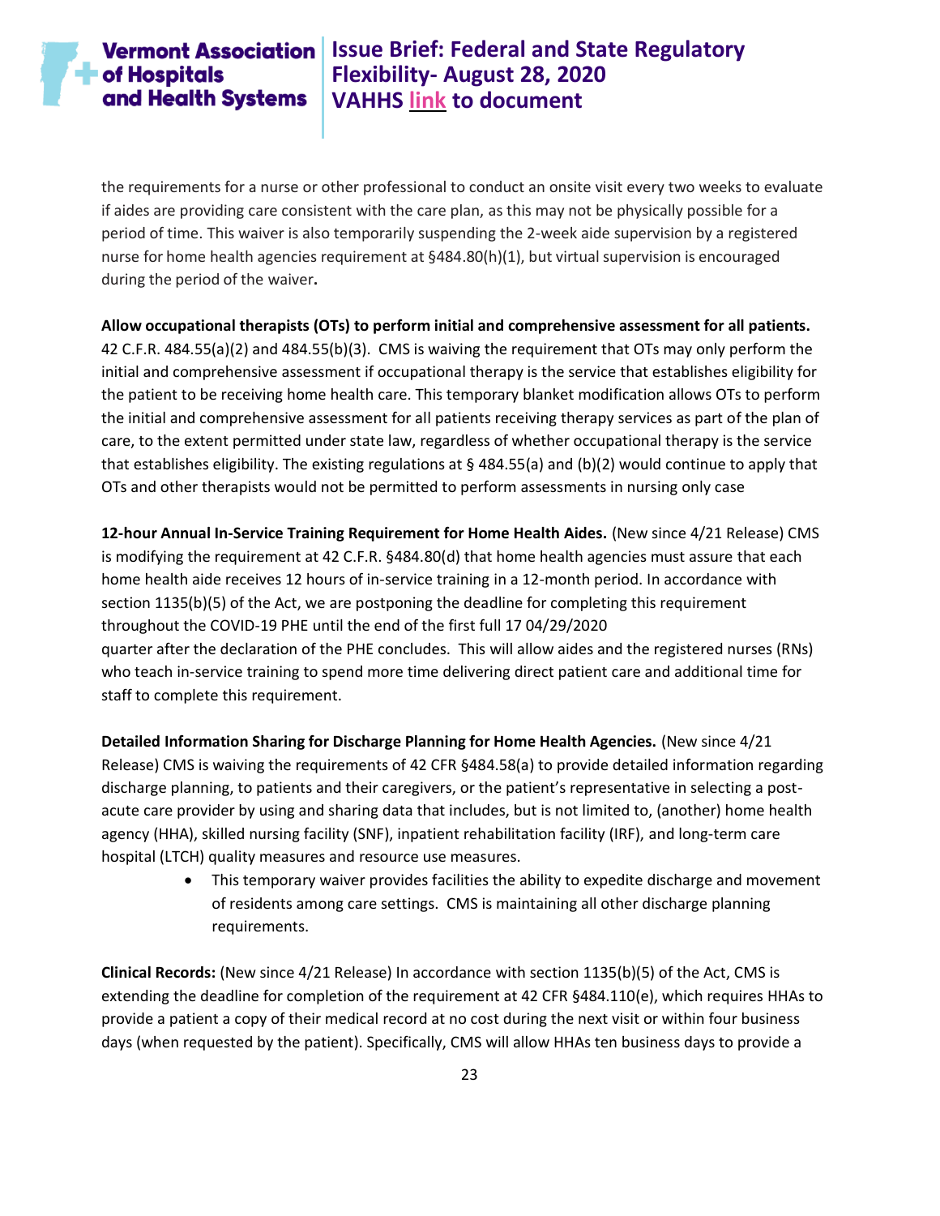the requirements for a nurse or other professional to conduct an onsite visit every two weeks to evaluate if aides are providing care consistent with the care plan, as this may not be physically possible for a period of time. This waiver is also temporarily suspending the 2-week aide supervision by a registered nurse for home health agencies requirement at §484.80(h)(1), but virtual supervision is encouraged during the period of the waiver**.**

**Allow occupational therapists (OTs) to perform initial and comprehensive assessment for all patients.** 42 C.F.R. 484.55(a)(2) and 484.55(b)(3). CMS is waiving the requirement that OTs may only perform the initial and comprehensive assessment if occupational therapy is the service that establishes eligibility for the patient to be receiving home health care. This temporary blanket modification allows OTs to perform the initial and comprehensive assessment for all patients receiving therapy services as part of the plan of care, to the extent permitted under state law, regardless of whether occupational therapy is the service that establishes eligibility. The existing regulations at § 484.55(a) and (b)(2) would continue to apply that OTs and other therapists would not be permitted to perform assessments in nursing only case

**12-hour Annual In-Service Training Requirement for Home Health Aides.** (New since 4/21 Release) CMS is modifying the requirement at 42 C.F.R. §484.80(d) that home health agencies must assure that each home health aide receives 12 hours of in-service training in a 12-month period. In accordance with section 1135(b)(5) of the Act, we are postponing the deadline for completing this requirement throughout the COVID-19 PHE until the end of the first full 17 04/29/2020 quarter after the declaration of the PHE concludes. This will allow aides and the registered nurses (RNs) who teach in-service training to spend more time delivering direct patient care and additional time for staff to complete this requirement.

**Detailed Information Sharing for Discharge Planning for Home Health Agencies.** (New since 4/21 Release) CMS is waiving the requirements of 42 CFR §484.58(a) to provide detailed information regarding discharge planning, to patients and their caregivers, or the patient's representative in selecting a post-acute care provider by using and sharing data that includes, but is not limited to, (another) home health agency (HHA), skilled nursing facility (SNF), inpatient rehabilitation facility (IRF), and long-term care hospital (LTCH) quality measures and resource use measures.

- This temporary waiver provides facilities the ability to expedite discharge and movement of residents among care settings. CMS is maintaining all other discharge planning requirements.

**Clinical Records:** (New since 4/21 Release) In accordance with section 1135(b)(5) of the Act, CMS is extending the deadline for completion of the requirement at 42 CFR §484.110(e), which requires HHAs to provide a patient a copy of their medical record at no cost during the next visit or within four business days (when requested by the patient). Specifically, CMS will allow HHAs ten business days to provide a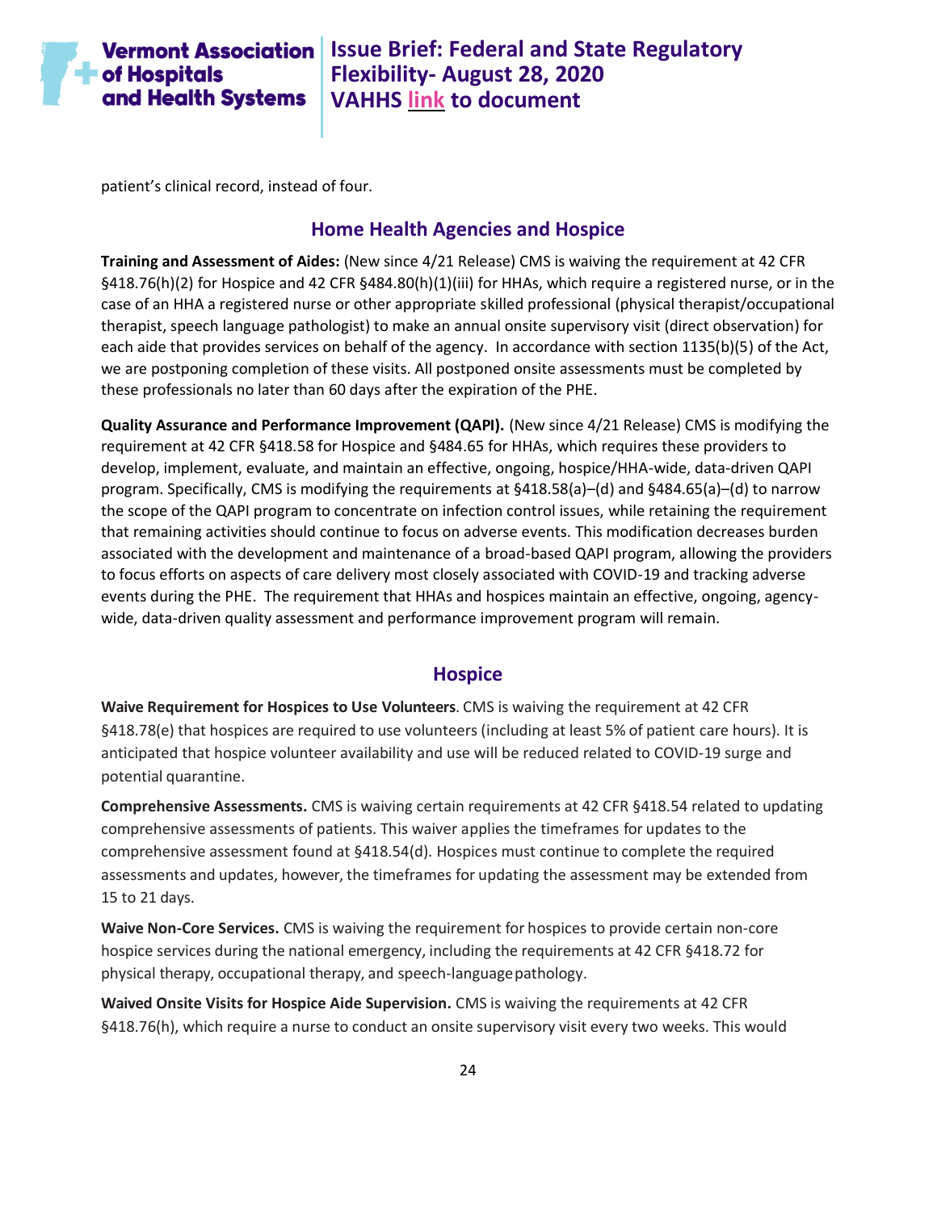patient's clinical record, instead of four.

## Home Health Agencies and Hospice

**Training and Assessment of Aides:** (New since 4/21 Release) CMS is waiving the requirement at 42 CFR §418.76(h)(2) for Hospice and 42 CFR §484.80(h)(1)(iii) for HHAs, which require a registered nurse, or in the case of an HHA a registered nurse or other appropriate skilled professional (physical therapist/occupational therapist, speech language pathologist) to make an annual onsite supervisory visit (direct observation) for each aide that provides services on behalf of the agency. In accordance with section 1135(b)(5) of the Act, we are postponing completion of these visits. All postponed onsite assessments must be completed by these professionals no later than 60 days after the expiration of the PHE.

**Quality Assurance and Performance Improvement (QAPI).** (New since 4/21 Release) CMS is modifying the requirement at 42 CFR §418.58 for Hospice and §484.65 for HHAs, which requires these providers to develop, implement, evaluate, and maintain an effective, ongoing, hospice/HHA-wide, data-driven QAPI program. Specifically, CMS is modifying the requirements at §418.58(a)–(d) and §484.65(a)–(d) to narrow the scope of the QAPI program to concentrate on infection control issues, while retaining the requirement that remaining activities should continue to focus on adverse events. This modification decreases burden associated with the development and maintenance of a broad-based QAPI program, allowing the providers to focus efforts on aspects of care delivery most closely associated with COVID-19 and tracking adverse events during the PHE. The requirement that HHAs and hospices maintain an effective, ongoing, agency-wide, data-driven quality assessment and performance improvement program will remain.

## Hospice

**Waive Requirement for Hospices to Use Volunteers**. CMS is waiving the requirement at 42 CFR §418.78(e) that hospices are required to use volunteers (including at least 5% of patient care hours). It is anticipated that hospice volunteer availability and use will be reduced related to COVID-19 surge and potential quarantine.

**Comprehensive Assessments.** CMS is waiving certain requirements at 42 CFR §418.54 related to updating comprehensive assessments of patients. This waiver applies the timeframes for updates to the comprehensive assessment found at §418.54(d). Hospices must continue to complete the required assessments and updates, however, the timeframes for updating the assessment may be extended from 15 to 21 days.

**Waive Non-Core Services.** CMS is waiving the requirement for hospices to provide certain non-core hospice services during the national emergency, including the requirements at 42 CFR §418.72 for physical therapy, occupational therapy, and speech-language pathology.

**Waived Onsite Visits for Hospice Aide Supervision.** CMS is waiving the requirements at 42 CFR §418.76(h), which require a nurse to conduct an onsite supervisory visit every two weeks. This would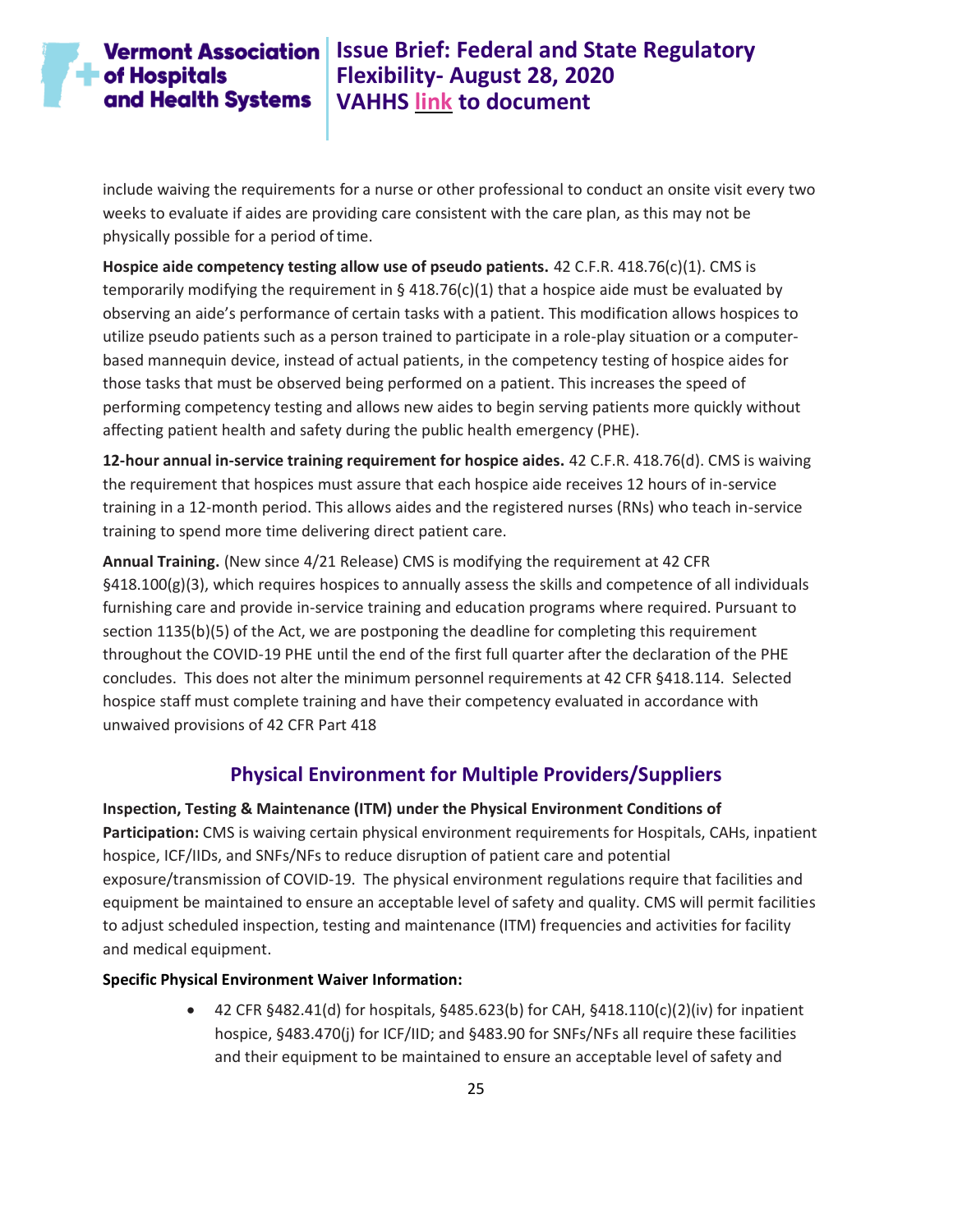include waiving the requirements for a nurse or other professional to conduct an onsite visit every two weeks to evaluate if aides are providing care consistent with the care plan, as this may not be physically possible for a period of time.

**Hospice aide competency testing allow use of pseudo patients.** 42 C.F.R. 418.76(c)(1). CMS is temporarily modifying the requirement in § 418.76(c)(1) that a hospice aide must be evaluated by observing an aide's performance of certain tasks with a patient. This modification allows hospices to utilize pseudo patients such as a person trained to participate in a role-play situation or a computer-based mannequin device, instead of actual patients, in the competency testing of hospice aides for those tasks that must be observed being performed on a patient. This increases the speed of performing competency testing and allows new aides to begin serving patients more quickly without affecting patient health and safety during the public health emergency (PHE).

**12-hour annual in-service training requirement for hospice aides.** 42 C.F.R. 418.76(d). CMS is waiving the requirement that hospices must assure that each hospice aide receives 12 hours of in-service training in a 12-month period. This allows aides and the registered nurses (RNs) who teach in-service training to spend more time delivering direct patient care.

**Annual Training.** (New since 4/21 Release) CMS is modifying the requirement at 42 CFR §418.100(g)(3), which requires hospices to annually assess the skills and competence of all individuals furnishing care and provide in-service training and education programs where required. Pursuant to section 1135(b)(5) of the Act, we are postponing the deadline for completing this requirement throughout the COVID-19 PHE until the end of the first full quarter after the declaration of the PHE concludes. This does not alter the minimum personnel requirements at 42 CFR §418.114. Selected hospice staff must complete training and have their competency evaluated in accordance with unwaived provisions of 42 CFR Part 418

## Physical Environment for Multiple Providers/Suppliers

**Inspection, Testing & Maintenance (ITM) under the Physical Environment Conditions of Participation:** CMS is waiving certain physical environment requirements for Hospitals, CAHs, inpatient hospice, ICF/IIDs, and SNFs/NFs to reduce disruption of patient care and potential exposure/transmission of COVID-19. The physical environment regulations require that facilities and equipment be maintained to ensure an acceptable level of safety and quality. CMS will permit facilities to adjust scheduled inspection, testing and maintenance (ITM) frequencies and activities for facility and medical equipment.

**Specific Physical Environment Waiver Information:**

- 42 CFR §482.41(d) for hospitals, §485.623(b) for CAH, §418.110(c)(2)(iv) for inpatient hospice, §483.470(j) for ICF/IID; and §483.90 for SNFs/NFs all require these facilities and their equipment to be maintained to ensure an acceptable level of safety and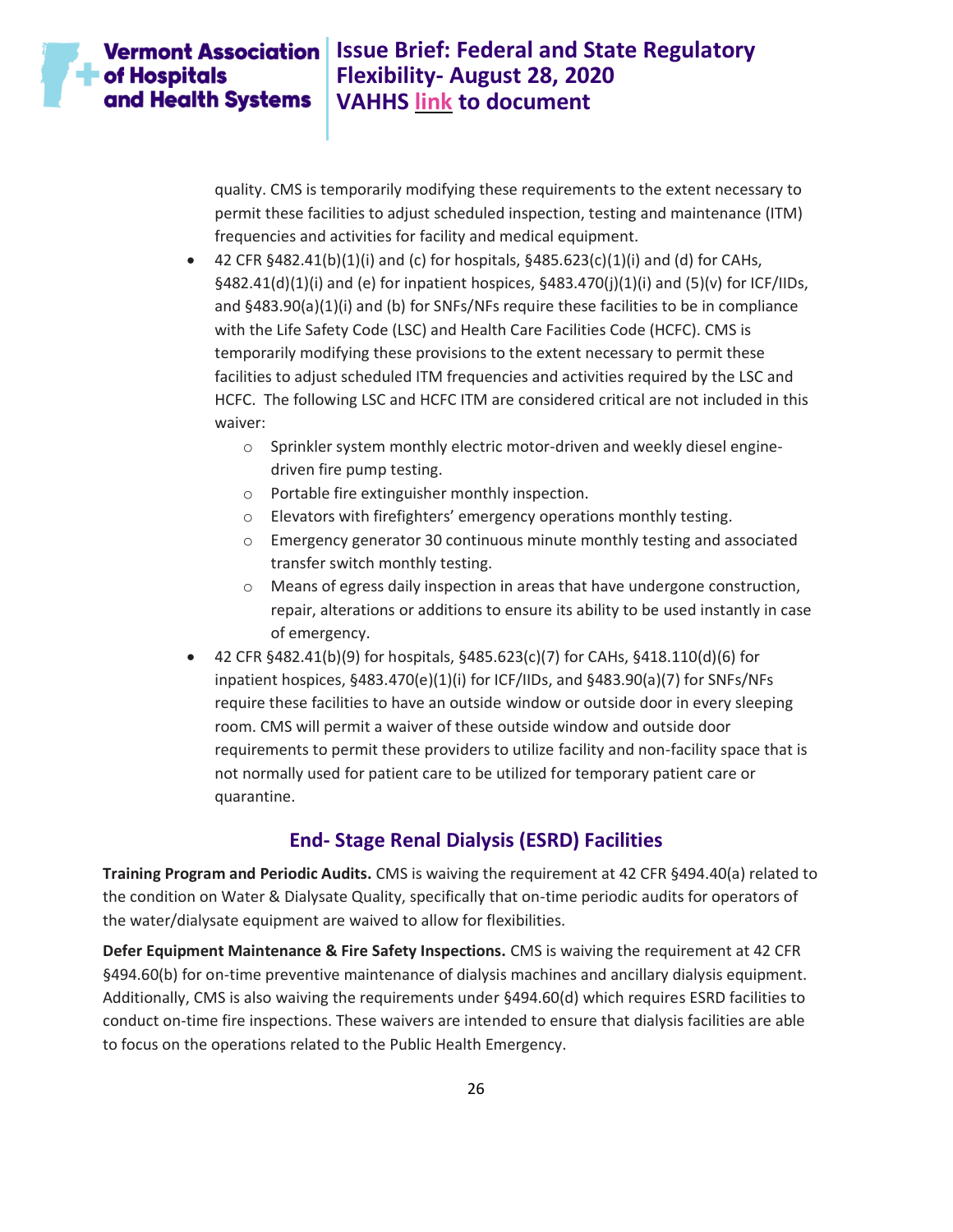quality. CMS is temporarily modifying these requirements to the extent necessary to permit these facilities to adjust scheduled inspection, testing and maintenance (ITM) frequencies and activities for facility and medical equipment.

- 42 CFR §482.41(b)(1)(i) and (c) for hospitals, §485.623(c)(1)(i) and (d) for CAHs, §482.41(d)(1)(i) and (e) for inpatient hospices, §483.470(j)(1)(i) and (5)(v) for ICF/IIDs, and §483.90(a)(1)(i) and (b) for SNFs/NFs require these facilities to be in compliance with the Life Safety Code (LSC) and Health Care Facilities Code (HCFC). CMS is temporarily modifying these provisions to the extent necessary to permit these facilities to adjust scheduled ITM frequencies and activities required by the LSC and HCFC. The following LSC and HCFC ITM are considered critical are not included in this waiver:
  - Sprinkler system monthly electric motor-driven and weekly diesel engine-driven fire pump testing.
  - Portable fire extinguisher monthly inspection.
  - Elevators with firefighters' emergency operations monthly testing.
  - Emergency generator 30 continuous minute monthly testing and associated transfer switch monthly testing.
  - Means of egress daily inspection in areas that have undergone construction, repair, alterations or additions to ensure its ability to be used instantly in case of emergency.
- 42 CFR §482.41(b)(9) for hospitals, §485.623(c)(7) for CAHs, §418.110(d)(6) for inpatient hospices, §483.470(e)(1)(i) for ICF/IIDs, and §483.90(a)(7) for SNFs/NFs require these facilities to have an outside window or outside door in every sleeping room. CMS will permit a waiver of these outside window and outside door requirements to permit these providers to utilize facility and non-facility space that is not normally used for patient care to be utilized for temporary patient care or quarantine.

## End- Stage Renal Dialysis (ESRD) Facilities

**Training Program and Periodic Audits.** CMS is waiving the requirement at 42 CFR §494.40(a) related to the condition on Water & Dialysate Quality, specifically that on-time periodic audits for operators of the water/dialysate equipment are waived to allow for flexibilities.

**Defer Equipment Maintenance & Fire Safety Inspections.** CMS is waiving the requirement at 42 CFR §494.60(b) for on-time preventive maintenance of dialysis machines and ancillary dialysis equipment. Additionally, CMS is also waiving the requirements under §494.60(d) which requires ESRD facilities to conduct on-time fire inspections. These waivers are intended to ensure that dialysis facilities are able to focus on the operations related to the Public Health Emergency.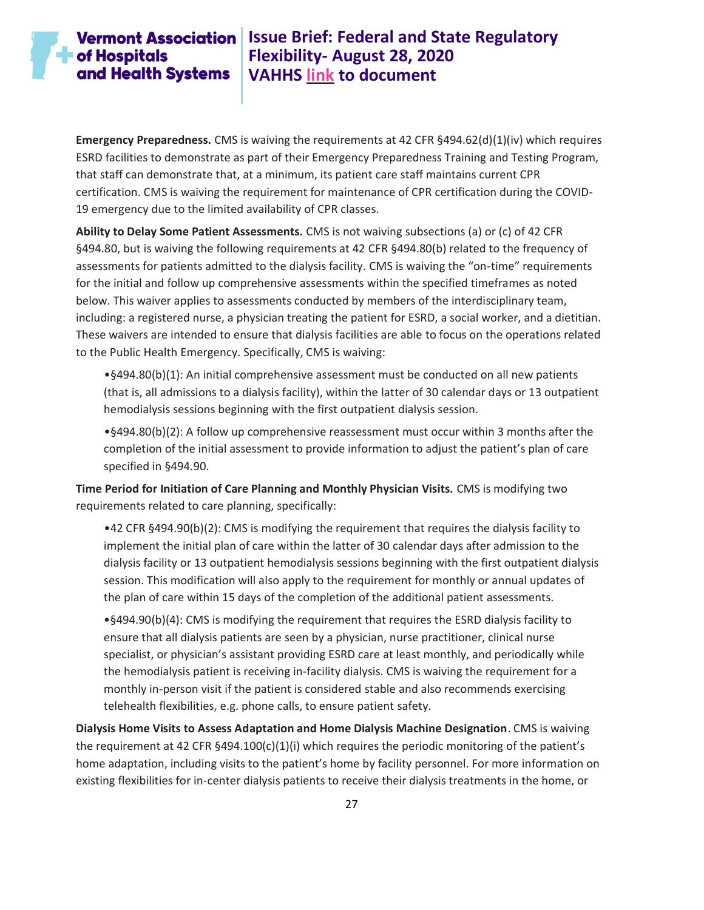**Emergency Preparedness.** CMS is waiving the requirements at 42 CFR §494.62(d)(1)(iv) which requires ESRD facilities to demonstrate as part of their Emergency Preparedness Training and Testing Program, that staff can demonstrate that, at a minimum, its patient care staff maintains current CPR certification. CMS is waiving the requirement for maintenance of CPR certification during the COVID-19 emergency due to the limited availability of CPR classes.

**Ability to Delay Some Patient Assessments.** CMS is not waiving subsections (a) or (c) of 42 CFR §494.80, but is waiving the following requirements at 42 CFR §494.80(b) related to the frequency of assessments for patients admitted to the dialysis facility. CMS is waiving the "on-time" requirements for the initial and follow up comprehensive assessments within the specified timeframes as noted below. This waiver applies to assessments conducted by members of the interdisciplinary team, including: a registered nurse, a physician treating the patient for ESRD, a social worker, and a dietitian. These waivers are intended to ensure that dialysis facilities are able to focus on the operations related to the Public Health Emergency. Specifically, CMS is waiving:

- §494.80(b)(1): An initial comprehensive assessment must be conducted on all new patients (that is, all admissions to a dialysis facility), within the latter of 30 calendar days or 13 outpatient hemodialysis sessions beginning with the first outpatient dialysis session.
- §494.80(b)(2): A follow up comprehensive reassessment must occur within 3 months after the completion of the initial assessment to provide information to adjust the patient's plan of care specified in §494.90.

**Time Period for Initiation of Care Planning and Monthly Physician Visits.** CMS is modifying two requirements related to care planning, specifically:

- 42 CFR §494.90(b)(2): CMS is modifying the requirement that requires the dialysis facility to implement the initial plan of care within the latter of 30 calendar days after admission to the dialysis facility or 13 outpatient hemodialysis sessions beginning with the first outpatient dialysis session. This modification will also apply to the requirement for monthly or annual updates of the plan of care within 15 days of the completion of the additional patient assessments.
- §494.90(b)(4): CMS is modifying the requirement that requires the ESRD dialysis facility to ensure that all dialysis patients are seen by a physician, nurse practitioner, clinical nurse specialist, or physician's assistant providing ESRD care at least monthly, and periodically while the hemodialysis patient is receiving in-facility dialysis. CMS is waiving the requirement for a monthly in-person visit if the patient is considered stable and also recommends exercising telehealth flexibilities, e.g. phone calls, to ensure patient safety.

**Dialysis Home Visits to Assess Adaptation and Home Dialysis Machine Designation**. CMS is waiving the requirement at 42 CFR §494.100(c)(1)(i) which requires the periodic monitoring of the patient's home adaptation, including visits to the patient's home by facility personnel. For more information on existing flexibilities for in-center dialysis patients to receive their dialysis treatments in the home, or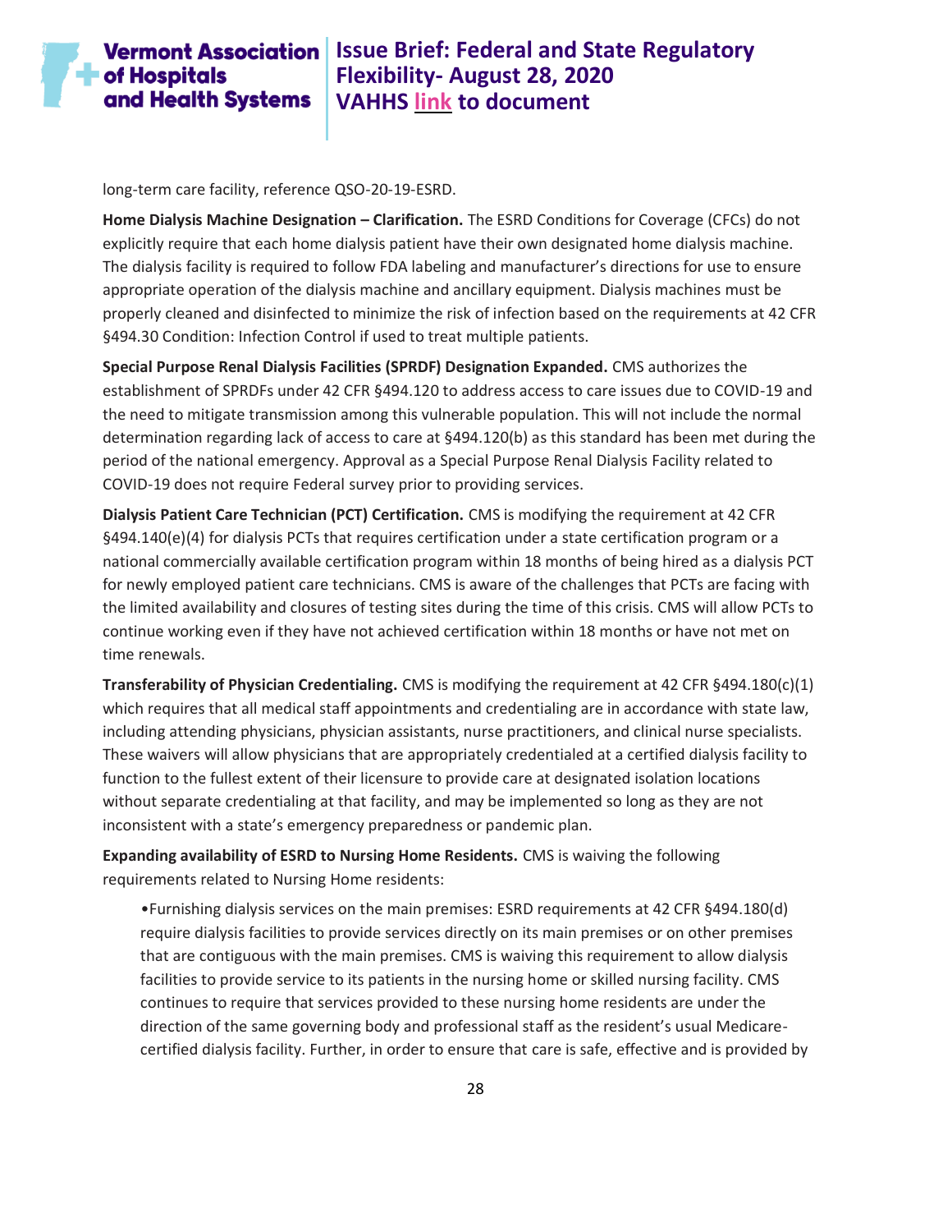long-term care facility, reference QSO-20-19-ESRD.

**Home Dialysis Machine Designation – Clarification.** The ESRD Conditions for Coverage (CFCs) do not explicitly require that each home dialysis patient have their own designated home dialysis machine. The dialysis facility is required to follow FDA labeling and manufacturer's directions for use to ensure appropriate operation of the dialysis machine and ancillary equipment. Dialysis machines must be properly cleaned and disinfected to minimize the risk of infection based on the requirements at 42 CFR §494.30 Condition: Infection Control if used to treat multiple patients.

**Special Purpose Renal Dialysis Facilities (SPRDF) Designation Expanded.** CMS authorizes the establishment of SPRDFs under 42 CFR §494.120 to address access to care issues due to COVID-19 and the need to mitigate transmission among this vulnerable population. This will not include the normal determination regarding lack of access to care at §494.120(b) as this standard has been met during the period of the national emergency. Approval as a Special Purpose Renal Dialysis Facility related to COVID-19 does not require Federal survey prior to providing services.

**Dialysis Patient Care Technician (PCT) Certification.** CMS is modifying the requirement at 42 CFR §494.140(e)(4) for dialysis PCTs that requires certification under a state certification program or a national commercially available certification program within 18 months of being hired as a dialysis PCT for newly employed patient care technicians. CMS is aware of the challenges that PCTs are facing with the limited availability and closures of testing sites during the time of this crisis. CMS will allow PCTs to continue working even if they have not achieved certification within 18 months or have not met on time renewals.

**Transferability of Physician Credentialing.** CMS is modifying the requirement at 42 CFR §494.180(c)(1) which requires that all medical staff appointments and credentialing are in accordance with state law, including attending physicians, physician assistants, nurse practitioners, and clinical nurse specialists. These waivers will allow physicians that are appropriately credentialed at a certified dialysis facility to function to the fullest extent of their licensure to provide care at designated isolation locations without separate credentialing at that facility, and may be implemented so long as they are not inconsistent with a state's emergency preparedness or pandemic plan.

**Expanding availability of ESRD to Nursing Home Residents.** CMS is waiving the following requirements related to Nursing Home residents:

- Furnishing dialysis services on the main premises: ESRD requirements at 42 CFR §494.180(d) require dialysis facilities to provide services directly on its main premises or on other premises that are contiguous with the main premises. CMS is waiving this requirement to allow dialysis facilities to provide service to its patients in the nursing home or skilled nursing facility. CMS continues to require that services provided to these nursing home residents are under the direction of the same governing body and professional staff as the resident's usual Medicare-certified dialysis facility. Further, in order to ensure that care is safe, effective and is provided by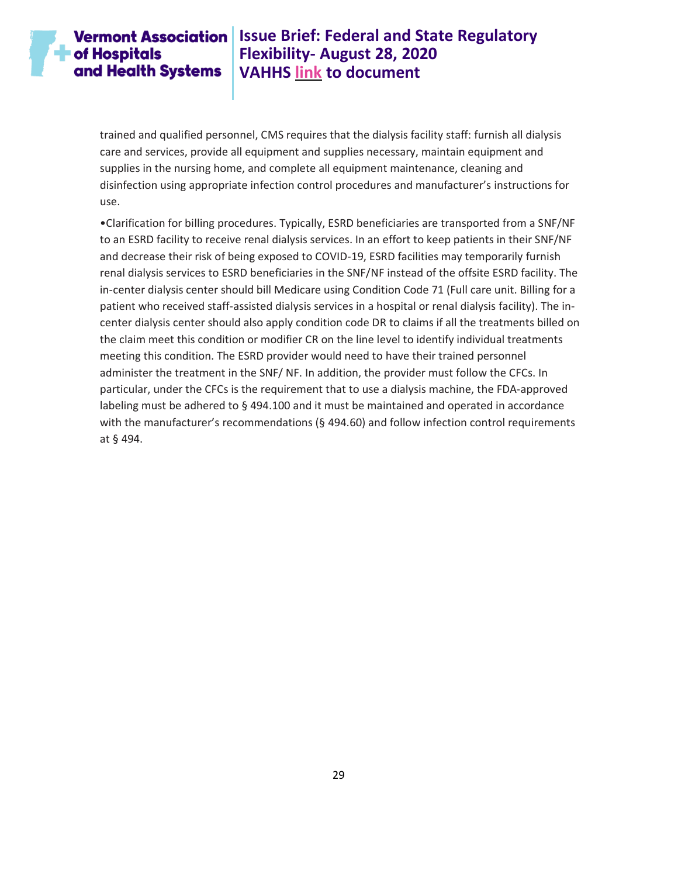trained and qualified personnel, CMS requires that the dialysis facility staff: furnish all dialysis care and services, provide all equipment and supplies necessary, maintain equipment and supplies in the nursing home, and complete all equipment maintenance, cleaning and disinfection using appropriate infection control procedures and manufacturer's instructions for use.

•Clarification for billing procedures. Typically, ESRD beneficiaries are transported from a SNF/NF to an ESRD facility to receive renal dialysis services. In an effort to keep patients in their SNF/NF and decrease their risk of being exposed to COVID-19, ESRD facilities may temporarily furnish renal dialysis services to ESRD beneficiaries in the SNF/NF instead of the offsite ESRD facility. The in-center dialysis center should bill Medicare using Condition Code 71 (Full care unit. Billing for a patient who received staff-assisted dialysis services in a hospital or renal dialysis facility). The in-center dialysis center should also apply condition code DR to claims if all the treatments billed on the claim meet this condition or modifier CR on the line level to identify individual treatments meeting this condition. The ESRD provider would need to have their trained personnel administer the treatment in the SNF/ NF. In addition, the provider must follow the CFCs. In particular, under the CFCs is the requirement that to use a dialysis machine, the FDA-approved labeling must be adhered to § 494.100 and it must be maintained and operated in accordance with the manufacturer's recommendations (§ 494.60) and follow infection control requirements at § 494.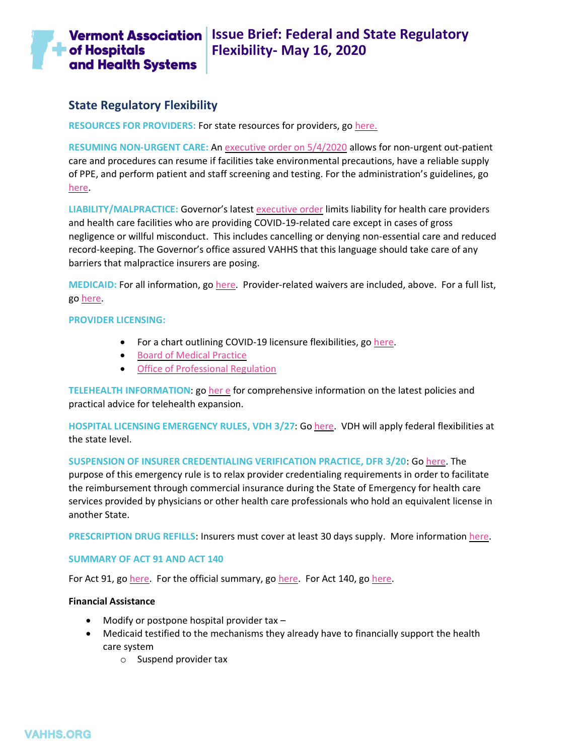# Issue Brief: Federal and State Regulatory Flexibility- May 16, 2020

## State Regulatory Flexibility

**RESOURCES FOR PROVIDERS:** For state resources for providers, go here.

**RESUMING NON-URGENT CARE:** An executive order on 5/4/2020 allows for non-urgent out-patient care and procedures can resume if facilities take environmental precautions, have a reliable supply of PPE, and perform patient and staff screening and testing. For the administration's guidelines, go here.

**LIABILITY/MALPRACTICE:** Governor's latest executive order limits liability for health care providers and health care facilities who are providing COVID-19-related care except in cases of gross negligence or willful misconduct. This includes cancelling or denying non-essential care and reduced record-keeping. The Governor's office assured VAHHS that this language should take care of any barriers that malpractice insurers are posing.

**MEDICAID:** For all information, go here. Provider-related waivers are included, above. For a full list, go here.

**PROVIDER LICENSING:**

- For a chart outlining COVID-19 licensure flexibilities, go here.
- Board of Medical Practice
- Office of Professional Regulation

**TELEHEALTH INFORMATION**: go her e for comprehensive information on the latest policies and practical advice for telehealth expansion.

**HOSPITAL LICENSING EMERGENCY RULES, VDH 3/27**: Go here. VDH will apply federal flexibilities at the state level.

**SUSPENSION OF INSURER CREDENTIALING VERIFICATION PRACTICE, DFR 3/20**: Go here. The purpose of this emergency rule is to relax provider credentialing requirements in order to facilitate the reimbursement through commercial insurance during the State of Emergency for health care services provided by physicians or other health care professionals who hold an equivalent license in another State.

**PRESCRIPTION DRUG REFILLS**: Insurers must cover at least 30 days supply. More information here.

**SUMMARY OF ACT 91 AND ACT 140**

For Act 91, go here. For the official summary, go here. For Act 140, go here.

**Financial Assistance**

- Modify or postpone hospital provider tax –
- Medicaid testified to the mechanisms they already have to financially support the health care system
  - Suspend provider tax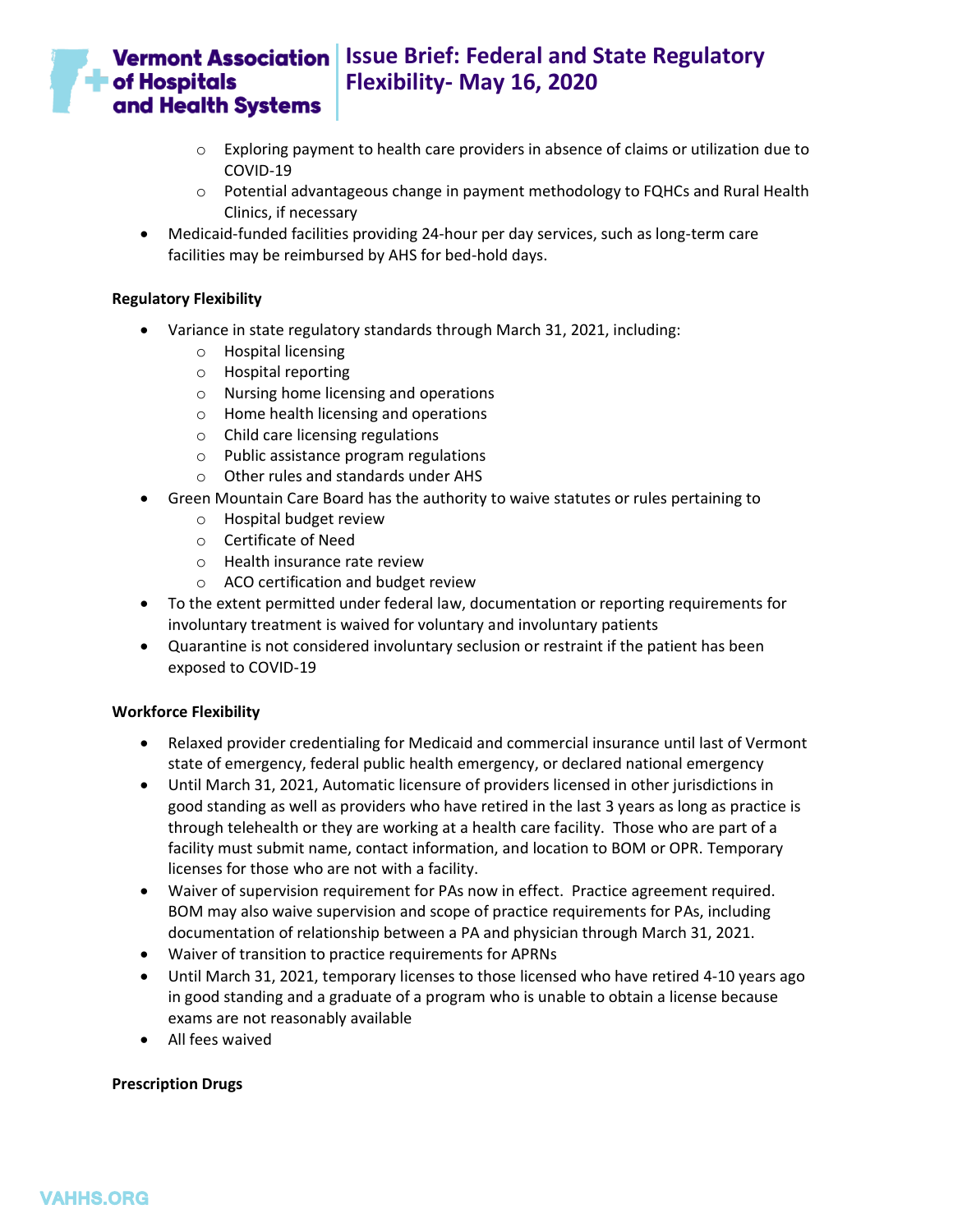- Exploring payment to health care providers in absence of claims or utilization due to COVID-19
  - Potential advantageous change in payment methodology to FQHCs and Rural Health Clinics, if necessary
- Medicaid-funded facilities providing 24-hour per day services, such as long-term care facilities may be reimbursed by AHS for bed-hold days.

**Regulatory Flexibility**

- Variance in state regulatory standards through March 31, 2021, including:
  - Hospital licensing
  - Hospital reporting
  - Nursing home licensing and operations
  - Home health licensing and operations
  - Child care licensing regulations
  - Public assistance program regulations
  - Other rules and standards under AHS
- Green Mountain Care Board has the authority to waive statutes or rules pertaining to
  - Hospital budget review
  - Certificate of Need
  - Health insurance rate review
  - ACO certification and budget review
- To the extent permitted under federal law, documentation or reporting requirements for involuntary treatment is waived for voluntary and involuntary patients
- Quarantine is not considered involuntary seclusion or restraint if the patient has been exposed to COVID-19

**Workforce Flexibility**

- Relaxed provider credentialing for Medicaid and commercial insurance until last of Vermont state of emergency, federal public health emergency, or declared national emergency
- Until March 31, 2021, Automatic licensure of providers licensed in other jurisdictions in good standing as well as providers who have retired in the last 3 years as long as practice is through telehealth or they are working at a health care facility. Those who are part of a facility must submit name, contact information, and location to BOM or OPR. Temporary licenses for those who are not with a facility.
- Waiver of supervision requirement for PAs now in effect. Practice agreement required. BOM may also waive supervision and scope of practice requirements for PAs, including documentation of relationship between a PA and physician through March 31, 2021.
- Waiver of transition to practice requirements for APRNs
- Until March 31, 2021, temporary licenses to those licensed who have retired 4-10 years ago in good standing and a graduate of a program who is unable to obtain a license because exams are not reasonably available
- All fees waived

**Prescription Drugs**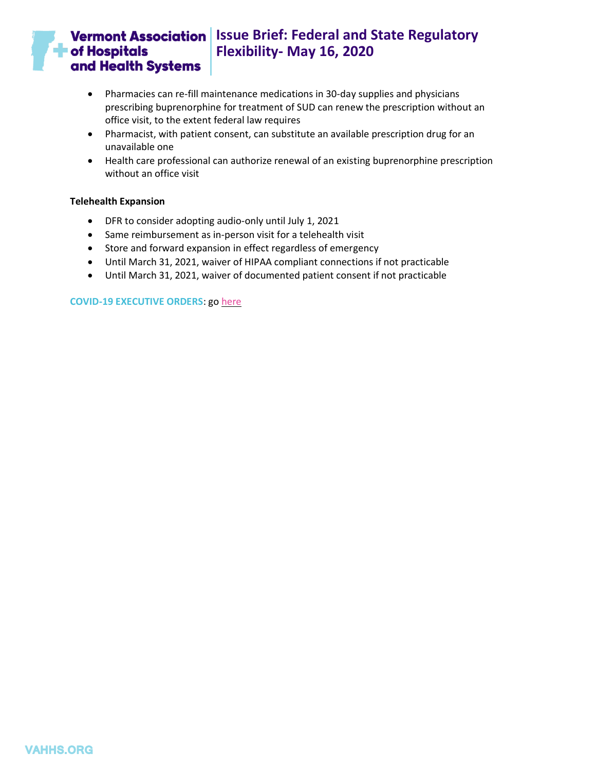- Pharmacies can re-fill maintenance medications in 30-day supplies and physicians prescribing buprenorphine for treatment of SUD can renew the prescription without an office visit, to the extent federal law requires
- Pharmacist, with patient consent, can substitute an available prescription drug for an unavailable one
- Health care professional can authorize renewal of an existing buprenorphine prescription without an office visit

**Telehealth Expansion**

- DFR to consider adopting audio-only until July 1, 2021
- Same reimbursement as in-person visit for a telehealth visit
- Store and forward expansion in effect regardless of emergency
- Until March 31, 2021, waiver of HIPAA compliant connections if not practicable
- Until March 31, 2021, waiver of documented patient consent if not practicable

**COVID-19 EXECUTIVE ORDERS**: go here